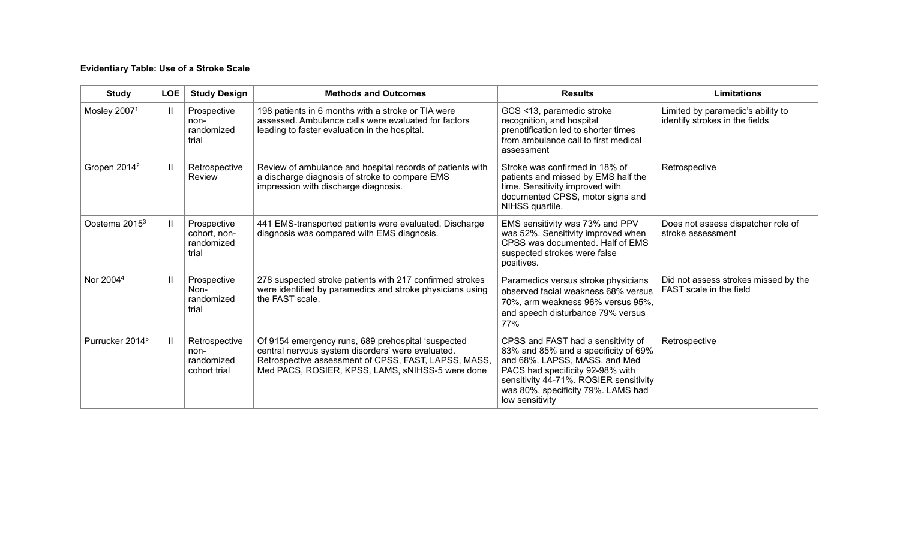**Evidentiary Table: Use of a Stroke Scale**

| Study | LOE | Study Design | Methods and Outcomes | Results | Limitations |
|---|---|---|---|---|---|
| Mosley 2007[1] | II | Prospective non-randomized trial | 198 patients in 6 months with a stroke or TIA were assessed. Ambulance calls were evaluated for factors leading to faster evaluation in the hospital. | GCS <13, paramedic stroke recognition, and hospital prenotification led to shorter times from ambulance call to first medical assessment | Limited by paramedic's ability to identify strokes in the fields |
| Gropen 2014[2] | II | Retrospective Review | Review of ambulance and hospital records of patients with a discharge diagnosis of stroke to compare EMS impression with discharge diagnosis. | Stroke was confirmed in 18% of patients and missed by EMS half the time. Sensitivity improved with documented CPSS, motor signs and NIHSS quartile. | Retrospective |
| Oostema 2015[3] | II | Prospective cohort, non-randomized trial | 441 EMS-transported patients were evaluated. Discharge diagnosis was compared with EMS diagnosis. | EMS sensitivity was 73% and PPV was 52%. Sensitivity improved when CPSS was documented. Half of EMS suspected strokes were false positives. | Does not assess dispatcher role of stroke assessment |
| Nor 2004[4] | II | Prospective Non-randomized trial | 278 suspected stroke patients with 217 confirmed strokes were identified by paramedics and stroke physicians using the FAST scale. | Paramedics versus stroke physicians observed facial weakness 68% versus 70%, arm weakness 96% versus 95%, and speech disturbance 79% versus 77% | Did not assess strokes missed by the FAST scale in the field |
| Purrucker 2014[5] | II | Retrospective non-randomized cohort trial | Of 9154 emergency runs, 689 prehospital 'suspected central nervous system disorders' were evaluated. Retrospective assessment of CPSS, FAST, LAPSS, MASS, Med PACS, ROSIER, KPSS, LAMS, sNIHSS-5 were done | CPSS and FAST had a sensitivity of 83% and 85% and a specificity of 69% and 68%. LAPSS, MASS, and Med PACS had specificity 92-98% with sensitivity 44-71%. ROSIER sensitivity was 80%, specificity 79%. LAMS had low sensitivity | Retrospective |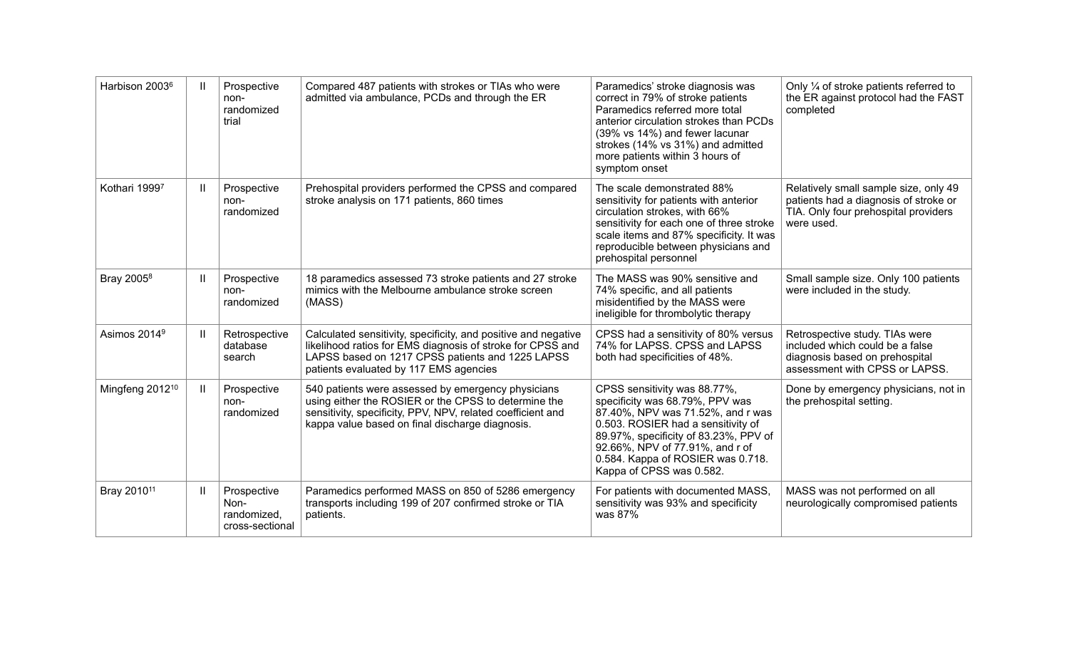| Harbison 2003[6] | II | Prospective non-randomized trial | Compared 487 patients with strokes or TIAs who were admitted via ambulance, PCDs and through the ER | Paramedics' stroke diagnosis was correct in 79% of stroke patients Paramedics referred more total anterior circulation strokes than PCDs (39% vs 14%) and fewer lacunar strokes (14% vs 31%) and admitted more patients within 3 hours of symptom onset | Only ¼ of stroke patients referred to the ER against protocol had the FAST completed |
|---|---|---|---|---|---|
| Kothari 1999[7] | II | Prospective non-randomized | Prehospital providers performed the CPSS and compared stroke analysis on 171 patients, 860 times | The scale demonstrated 88% sensitivity for patients with anterior circulation strokes, with 66% sensitivity for each one of three stroke scale items and 87% specificity. It was reproducible between physicians and prehospital personnel | Relatively small sample size, only 49 patients had a diagnosis of stroke or TIA. Only four prehospital providers were used. |
| Bray 2005[8] | II | Prospective non-randomized | 18 paramedics assessed 73 stroke patients and 27 stroke mimics with the Melbourne ambulance stroke screen (MASS) | The MASS was 90% sensitive and 74% specific, and all patients misidentified by the MASS were ineligible for thrombolytic therapy | Small sample size. Only 100 patients were included in the study. |
| Asimos 2014[9] | II | Retrospective database search | Calculated sensitivity, specificity, and positive and negative likelihood ratios for EMS diagnosis of stroke for CPSS and LAPSS based on 1217 CPSS patients and 1225 LAPSS patients evaluated by 117 EMS agencies | CPSS had a sensitivity of 80% versus 74% for LAPSS. CPSS and LAPSS both had specificities of 48%. | Retrospective study. TIAs were included which could be a false diagnosis based on prehospital assessment with CPSS or LAPSS. |
| Mingfeng 2012[10] | II | Prospective non-randomized | 540 patients were assessed by emergency physicians using either the ROSIER or the CPSS to determine the sensitivity, specificity, PPV, NPV, related coefficient and kappa value based on final discharge diagnosis. | CPSS sensitivity was 88.77%, specificity was 68.79%, PPV was 87.40%, NPV was 71.52%, and r was 0.503. ROSIER had a sensitivity of 89.97%, specificity of 83.23%, PPV of 92.66%, NPV of 77.91%, and r of 0.584. Kappa of ROSIER was 0.718. Kappa of CPSS was 0.582. | Done by emergency physicians, not in the prehospital setting. |
| Bray 2010[11] | II | Prospective Non-randomized, cross-sectional | Paramedics performed MASS on 850 of 5286 emergency transports including 199 of 207 confirmed stroke or TIA patients. | For patients with documented MASS, sensitivity was 93% and specificity was 87% | MASS was not performed on all neurologically compromised patients |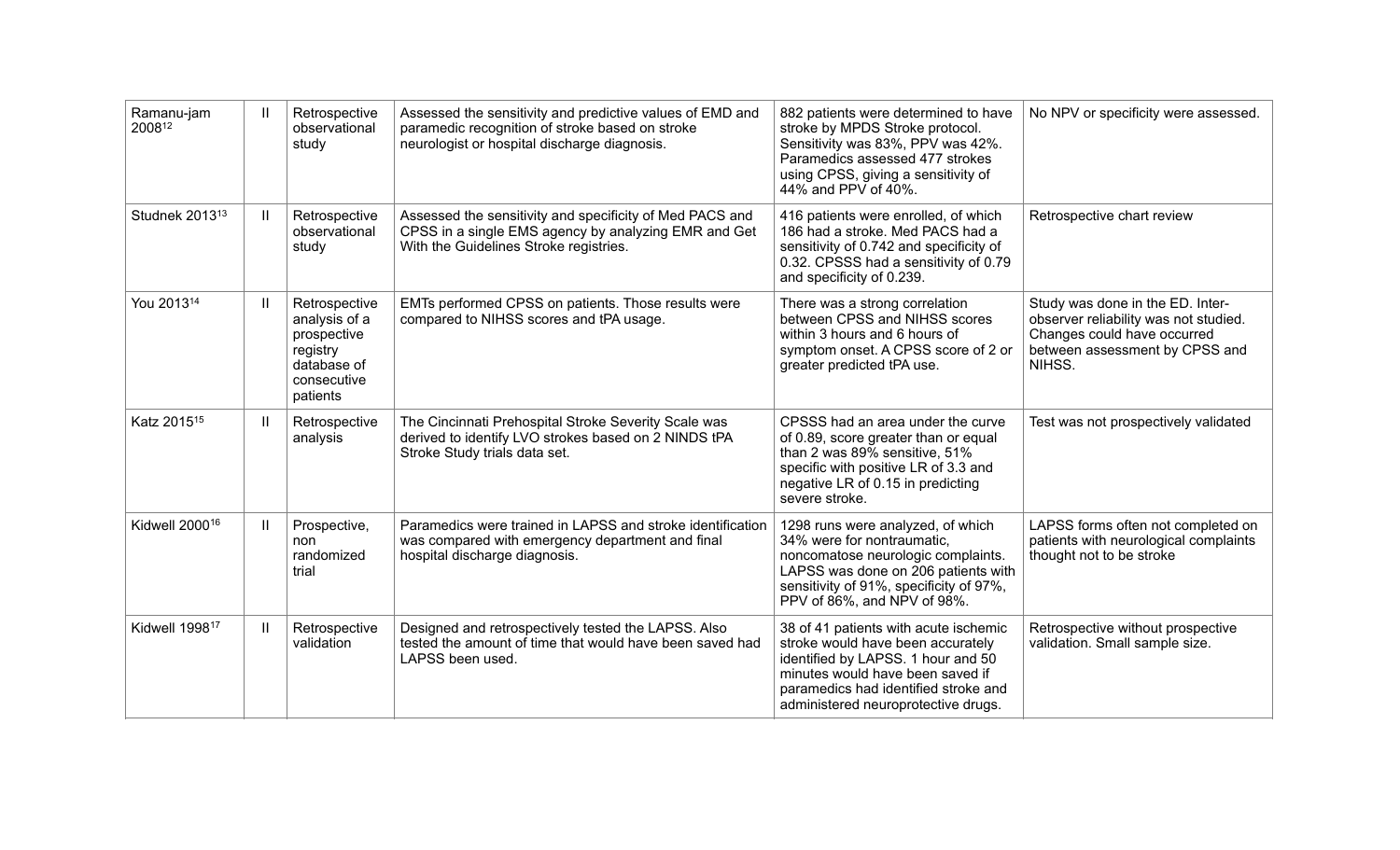| | | | | | |
|---|---|---|---|---|---|
| Ramanu-jam 2008[12] | II | Retrospective observational study | Assessed the sensitivity and predictive values of EMD and paramedic recognition of stroke based on stroke neurologist or hospital discharge diagnosis. | 882 patients were determined to have stroke by MPDS Stroke protocol. Sensitivity was 83%, PPV was 42%. Paramedics assessed 477 strokes using CPSS, giving a sensitivity of 44% and PPV of 40%. | No NPV or specificity were assessed. |
| Studnek 2013[13] | II | Retrospective observational study | Assessed the sensitivity and specificity of Med PACS and CPSS in a single EMS agency by analyzing EMR and Get With the Guidelines Stroke registries. | 416 patients were enrolled, of which 186 had a stroke. Med PACS had a sensitivity of 0.742 and specificity of 0.32. CPSSS had a sensitivity of 0.79 and specificity of 0.239. | Retrospective chart review |
| You 2013[14] | II | Retrospective analysis of a prospective registry database of consecutive patients | EMTs performed CPSS on patients. Those results were compared to NIHSS scores and tPA usage. | There was a strong correlation between CPSS and NIHSS scores within 3 hours and 6 hours of symptom onset. A CPSS score of 2 or greater predicted tPA use. | Study was done in the ED. Inter-observer reliability was not studied. Changes could have occurred between assessment by CPSS and NIHSS. |
| Katz 2015[15] | II | Retrospective analysis | The Cincinnati Prehospital Stroke Severity Scale was derived to identify LVO strokes based on 2 NINDS tPA Stroke Study trials data set. | CPSSS had an area under the curve of 0.89, score greater than or equal than 2 was 89% sensitive, 51% specific with positive LR of 3.3 and negative LR of 0.15 in predicting severe stroke. | Test was not prospectively validated |
| Kidwell 2000[16] | II | Prospective, non randomized trial | Paramedics were trained in LAPSS and stroke identification was compared with emergency department and final hospital discharge diagnosis. | 1298 runs were analyzed, of which 34% were for nontraumatic, noncomatose neurologic complaints. LAPSS was done on 206 patients with sensitivity of 91%, specificity of 97%, PPV of 86%, and NPV of 98%. | LAPSS forms often not completed on patients with neurological complaints thought not to be stroke |
| Kidwell 1998[17] | II | Retrospective validation | Designed and retrospectively tested the LAPSS. Also tested the amount of time that would have been saved had LAPSS been used. | 38 of 41 patients with acute ischemic stroke would have been accurately identified by LAPSS. 1 hour and 50 minutes would have been saved if paramedics had identified stroke and administered neuroprotective drugs. | Retrospective without prospective validation. Small sample size. |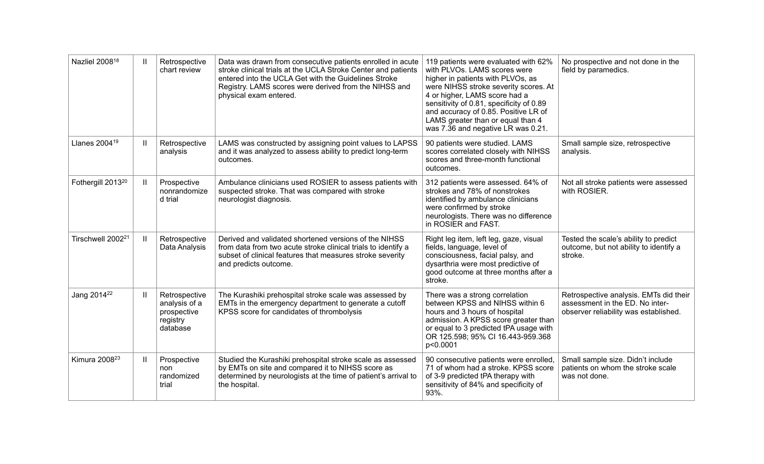| | | | | | |
|---|---|---|---|---|---|
| Nazliel 2008[18] | II | Retrospective chart review | Data was drawn from consecutive patients enrolled in acute stroke clinical trials at the UCLA Stroke Center and patients entered into the UCLA Get with the Guidelines Stroke Registry. LAMS scores were derived from the NIHSS and physical exam entered. | 119 patients were evaluated with 62% with PLVOs. LAMS scores were higher in patients with PLVOs, as were NIHSS stroke severity scores. At 4 or higher, LAMS score had a sensitivity of 0.81, specificity of 0.89 and accuracy of 0.85. Positive LR of LAMS greater than or equal than 4 was 7.36 and negative LR was 0.21. | No prospective and not done in the field by paramedics. |
| Llanes 2004[19] | II | Retrospective analysis | LAMS was constructed by assigning point values to LAPSS and it was analyzed to assess ability to predict long-term outcomes. | 90 patients were studied. LAMS scores correlated closely with NIHSS scores and three-month functional outcomes. | Small sample size, retrospective analysis. |
| Fothergill 2013[20] | II | Prospective nonrandomized trial | Ambulance clinicians used ROSIER to assess patients with suspected stroke. That was compared with stroke neurologist diagnosis. | 312 patients were assessed. 64% of strokes and 78% of nonstrokes identified by ambulance clinicians were confirmed by stroke neurologists. There was no difference in ROSIER and FAST. | Not all stroke patients were assessed with ROSIER. |
| Tirschwell 2002[21] | II | Retrospective Data Analysis | Derived and validated shortened versions of the NIHSS from data from two acute stroke clinical trials to identify a subset of clinical features that measures stroke severity and predicts outcome. | Right leg item, left leg, gaze, visual fields, language, level of consciousness, facial palsy, and dysarthria were most predictive of good outcome at three months after a stroke. | Tested the scale's ability to predict outcome, but not ability to identify a stroke. |
| Jang 2014[22] | II | Retrospective analysis of a prospective registry database | The Kurashiki prehospital stroke scale was assessed by EMTs in the emergency department to generate a cutoff KPSS score for candidates of thrombolysis | There was a strong correlation between KPSS and NIHSS within 6 hours and 3 hours of hospital admission. A KPSS score greater than or equal to 3 predicted tPA usage with OR 125.598; 95% CI 16.443-959.368 $p<0.0001$ | Retrospective analysis. EMTs did their assessment in the ED. No inter-observer reliability was established. |
| Kimura 2008[23] | II | Prospective non randomized trial | Studied the Kurashiki prehospital stroke scale as assessed by EMTs on site and compared it to NIHSS score as determined by neurologists at the time of patient's arrival to the hospital. | 90 consecutive patients were enrolled, 71 of whom had a stroke. KPSS score of 3-9 predicted tPA therapy with sensitivity of 84% and specificity of 93%. | Small sample size. Didn't include patients on whom the stroke scale was not done. |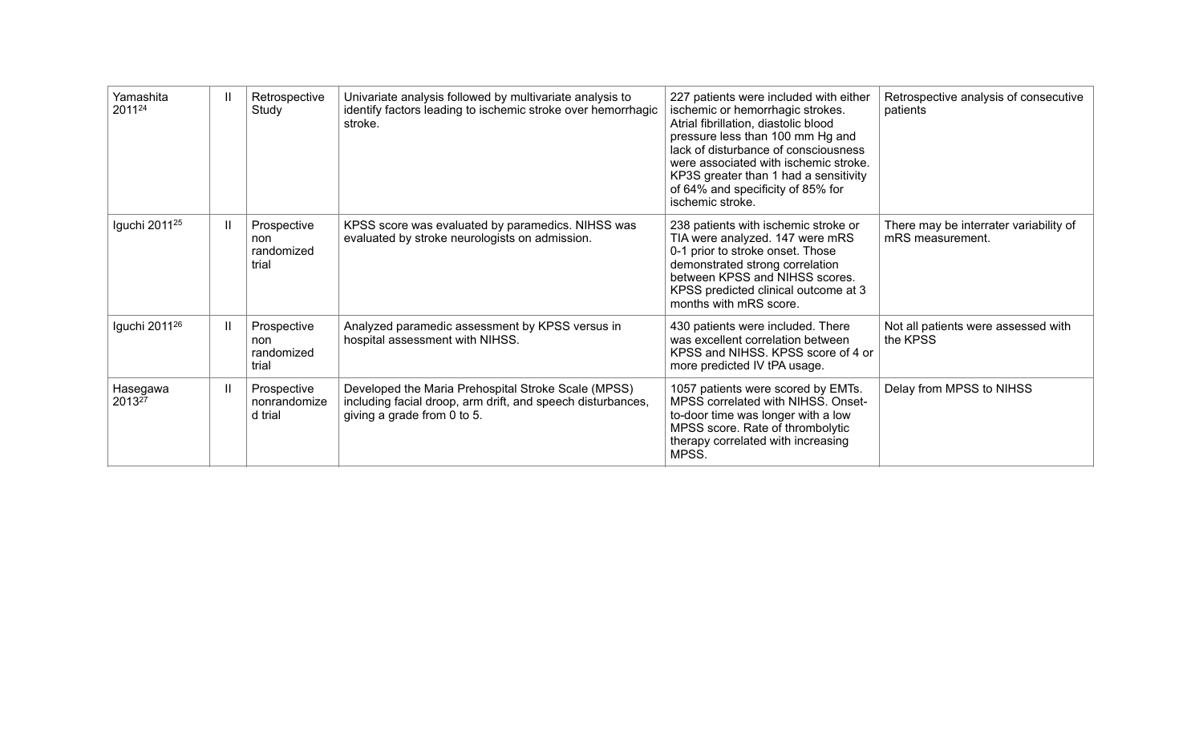| Yamashita 2011[24] | II | Retrospective Study | Univariate analysis followed by multivariate analysis to identify factors leading to ischemic stroke over hemorrhagic stroke. | 227 patients were included with either ischemic or hemorrhagic strokes. Atrial fibrillation, diastolic blood pressure less than 100 mm Hg and lack of disturbance of consciousness were associated with ischemic stroke. KP3S greater than 1 had a sensitivity of 64% and specificity of 85% for ischemic stroke. | Retrospective analysis of consecutive patients |
|---|---|---|---|---|---|
| Iguchi 2011[25] | II | Prospective non randomized trial | KPSS score was evaluated by paramedics. NIHSS was evaluated by stroke neurologists on admission. | 238 patients with ischemic stroke or TIA were analyzed. 147 were mRS 0-1 prior to stroke onset. Those demonstrated strong correlation between KPSS and NIHSS scores. KPSS predicted clinical outcome at 3 months with mRS score. | There may be interrater variability of mRS measurement. |
| Iguchi 2011[26] | II | Prospective non randomized trial | Analyzed paramedic assessment by KPSS versus in hospital assessment with NIHSS. | 430 patients were included. There was excellent correlation between KPSS and NIHSS. KPSS score of 4 or more predicted IV tPA usage. | Not all patients were assessed with the KPSS |
| Hasegawa 2013[27] | II | Prospective nonrandomized trial | Developed the Maria Prehospital Stroke Scale (MPSS) including facial droop, arm drift, and speech disturbances, giving a grade from 0 to 5. | 1057 patients were scored by EMTs. MPSS correlated with NIHSS. Onset-to-door time was longer with a low MPSS score. Rate of thrombolytic therapy correlated with increasing MPSS. | Delay from MPSS to NIHSS |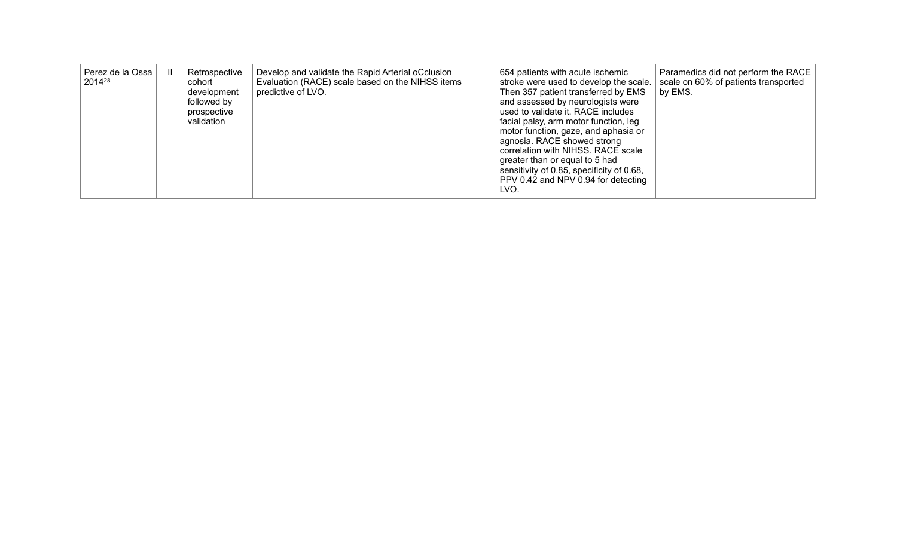| | | | | | |
|---|---|---|---|---|---|
| Perez de la Ossa 2014[28] | II | Retrospective cohort development followed by prospective validation | Develop and validate the Rapid Arterial oCclusion Evaluation (RACE) scale based on the NIHSS items predictive of LVO. | 654 patients with acute ischemic stroke were used to develop the scale. Then 357 patient transferred by EMS and assessed by neurologists were used to validate it. RACE includes facial palsy, arm motor function, leg motor function, gaze, and aphasia or agnosia. RACE showed strong correlation with NIHSS. RACE scale greater than or equal to 5 had sensitivity of 0.85, specificity of 0.68, PPV 0.42 and NPV 0.94 for detecting LVO. | Paramedics did not perform the RACE scale on 60% of patients transported by EMS. |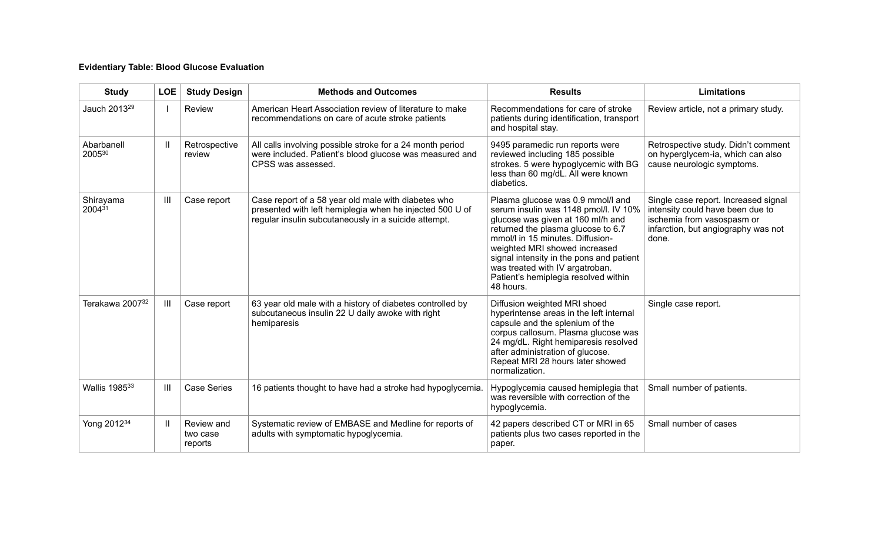**Evidentiary Table: Blood Glucose Evaluation**

| Study | LOE | Study Design | Methods and Outcomes | Results | Limitations |
|---|---|---|---|---|---|
| Jauch 2013[29] | I | Review | American Heart Association review of literature to make recommendations on care of acute stroke patients | Recommendations for care of stroke patients during identification, transport and hospital stay. | Review article, not a primary study. |
| Abarbanell 2005[30] | II | Retrospective review | All calls involving possible stroke for a 24 month period were included. Patient's blood glucose was measured and CPSS was assessed. | 9495 paramedic run reports were reviewed including 185 possible strokes. 5 were hypoglycemic with BG less than 60 mg/dL. All were known diabetics. | Retrospective study. Didn't comment on hyperglycem-ia, which can also cause neurologic symptoms. |
| Shirayama 2004[31] | III | Case report | Case report of a 58 year old male with diabetes who presented with left hemiplegia when he injected 500 U of regular insulin subcutaneously in a suicide attempt. | Plasma glucose was 0.9 mmol/l and serum insulin was 1148 pmol/l. IV 10% glucose was given at 160 ml/h and returned the plasma glucose to 6.7 mmol/l in 15 minutes. Diffusion-weighted MRI showed increased signal intensity in the pons and patient was treated with IV argatroban. Patient's hemiplegia resolved within 48 hours. | Single case report. Increased signal intensity could have been due to ischemia from vasospasm or infarction, but angiography was not done. |
| Terakawa 2007[32] | III | Case report | 63 year old male with a history of diabetes controlled by subcutaneous insulin 22 U daily awoke with right hemiparesis | Diffusion weighted MRI shoed hyperintense areas in the left internal capsule and the splenium of the corpus callosum. Plasma glucose was 24 mg/dL. Right hemiparesis resolved after administration of glucose. Repeat MRI 28 hours later showed normalization. | Single case report. |
| Wallis 1985[33] | III | Case Series | 16 patients thought to have had a stroke had hypoglycemia. | Hypoglycemia caused hemiplegia that was reversible with correction of the hypoglycemia. | Small number of patients. |
| Yong 2012[34] | II | Review and two case reports | Systematic review of EMBASE and Medline for reports of adults with symptomatic hypoglycemia. | 42 papers described CT or MRI in 65 patients plus two cases reported in the paper. | Small number of cases |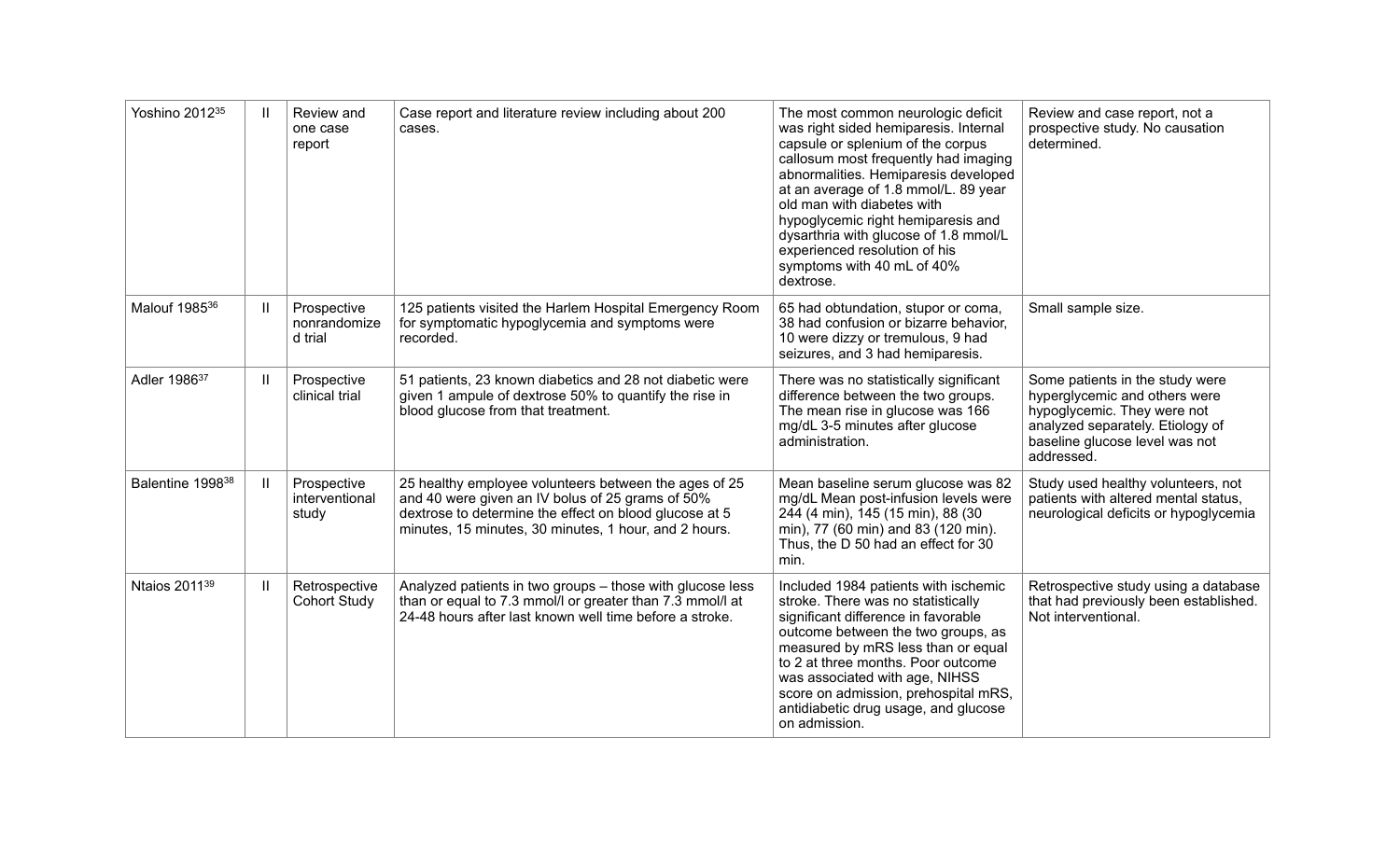| Yoshino 2012[35] | II | Review and one case report | Case report and literature review including about 200 cases. | The most common neurologic deficit was right sided hemiparesis. Internal capsule or splenium of the corpus callosum most frequently had imaging abnormalities. Hemiparesis developed at an average of 1.8 mmol/L. 89 year old man with diabetes with hypoglycemic right hemiparesis and dysarthria with glucose of 1.8 mmol/L experienced resolution of his symptoms with 40 mL of 40% dextrose. | Review and case report, not a prospective study. No causation determined. |
|---|---|---|---|---|---|
| Malouf 1985[36] | II | Prospective nonrandomized trial | 125 patients visited the Harlem Hospital Emergency Room for symptomatic hypoglycemia and symptoms were recorded. | 65 had obtundation, stupor or coma, 38 had confusion or bizarre behavior, 10 were dizzy or tremulous, 9 had seizures, and 3 had hemiparesis. | Small sample size. |
| Adler 1986[37] | II | Prospective clinical trial | 51 patients, 23 known diabetics and 28 not diabetic were given 1 ampule of dextrose 50% to quantify the rise in blood glucose from that treatment. | There was no statistically significant difference between the two groups. The mean rise in glucose was 166 mg/dL 3-5 minutes after glucose administration. | Some patients in the study were hyperglycemic and others were hypoglycemic. They were not analyzed separately. Etiology of baseline glucose level was not addressed. |
| Balentine 1998[38] | II | Prospective interventional study | 25 healthy employee volunteers between the ages of 25 and 40 were given an IV bolus of 25 grams of 50% dextrose to determine the effect on blood glucose at 5 minutes, 15 minutes, 30 minutes, 1 hour, and 2 hours. | Mean baseline serum glucose was 82 mg/dL Mean post-infusion levels were 244 (4 min), 145 (15 min), 88 (30 min), 77 (60 min) and 83 (120 min). Thus, the D 50 had an effect for 30 min. | Study used healthy volunteers, not patients with altered mental status, neurological deficits or hypoglycemia |
| Ntaios 2011[39] | II | Retrospective Cohort Study | Analyzed patients in two groups – those with glucose less than or equal to 7.3 mmol/l or greater than 7.3 mmol/l at 24-48 hours after last known well time before a stroke. | Included 1984 patients with ischemic stroke. There was no statistically significant difference in favorable outcome between the two groups, as measured by mRS less than or equal to 2 at three months. Poor outcome was associated with age, NIHSS score on admission, prehospital mRS, antidiabetic drug usage, and glucose on admission. | Retrospective study using a database that had previously been established. Not interventional. |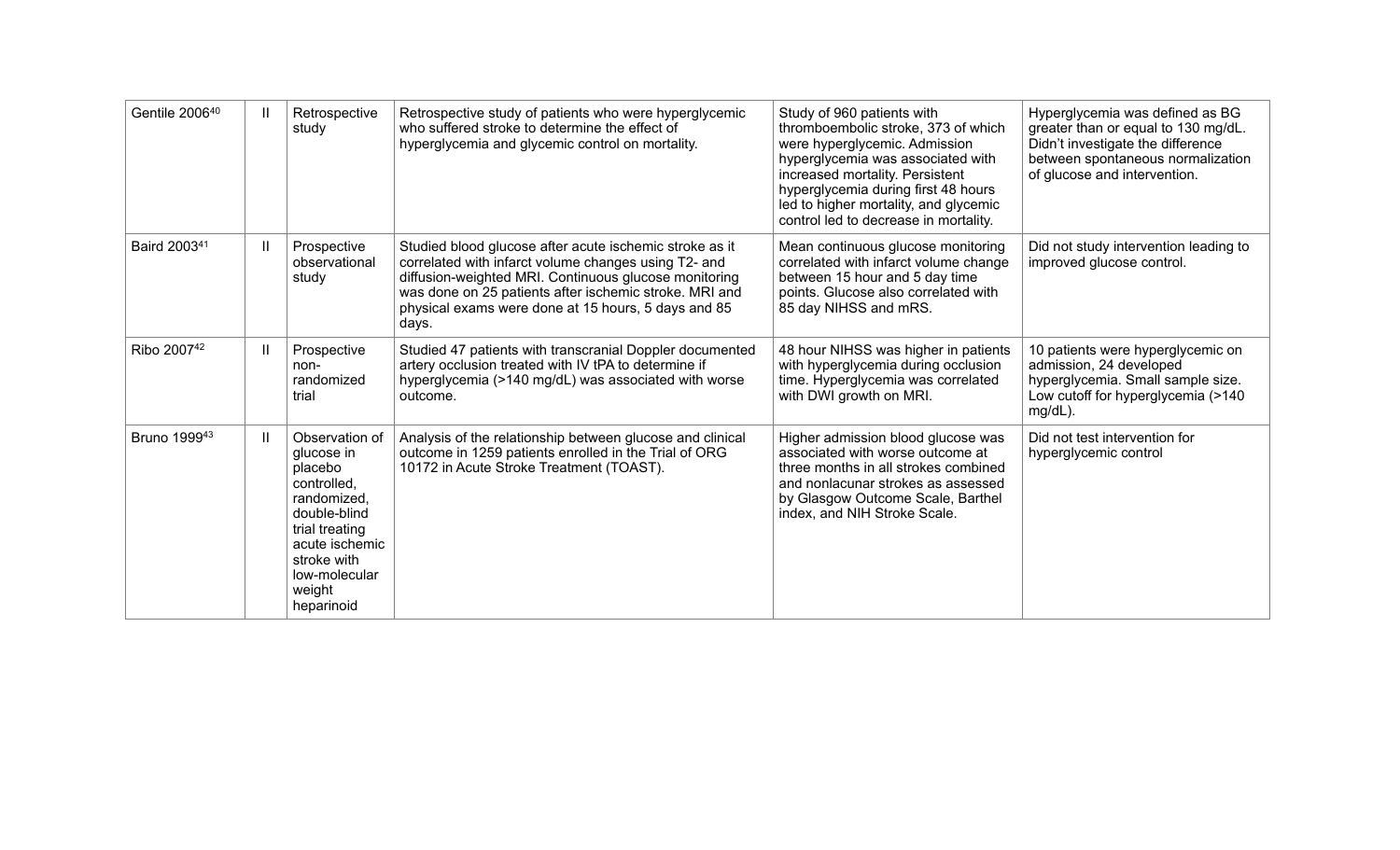| | | | | | |
|---|---|---|---|---|---|
| Gentile 2006[40] | II | Retrospective study | Retrospective study of patients who were hyperglycemic who suffered stroke to determine the effect of hyperglycemia and glycemic control on mortality. | Study of 960 patients with thromboembolic stroke, 373 of which were hyperglycemic. Admission hyperglycemia was associated with increased mortality. Persistent hyperglycemia during first 48 hours led to higher mortality, and glycemic control led to decrease in mortality. | Hyperglycemia was defined as BG greater than or equal to 130 mg/dL. Didn't investigate the difference between spontaneous normalization of glucose and intervention. |
| Baird 2003[41] | II | Prospective observational study | Studied blood glucose after acute ischemic stroke as it correlated with infarct volume changes using T2- and diffusion-weighted MRI. Continuous glucose monitoring was done on 25 patients after ischemic stroke. MRI and physical exams were done at 15 hours, 5 days and 85 days. | Mean continuous glucose monitoring correlated with infarct volume change between 15 hour and 5 day time points. Glucose also correlated with 85 day NIHSS and mRS. | Did not study intervention leading to improved glucose control. |
| Ribo 2007[42] | II | Prospective non-randomized trial | Studied 47 patients with transcranial Doppler documented artery occlusion treated with IV tPA to determine if hyperglycemia (>140 mg/dL) was associated with worse outcome. | 48 hour NIHSS was higher in patients with hyperglycemia during occlusion time. Hyperglycemia was correlated with DWI growth on MRI. | 10 patients were hyperglycemic on admission, 24 developed hyperglycemia. Small sample size. Low cutoff for hyperglycemia (>140 mg/dL). |
| Bruno 1999[43] | II | Observation of glucose in placebo controlled, randomized, double-blind trial treating acute ischemic stroke with low-molecular weight heparinoid | Analysis of the relationship between glucose and clinical outcome in 1259 patients enrolled in the Trial of ORG 10172 in Acute Stroke Treatment (TOAST). | Higher admission blood glucose was associated with worse outcome at three months in all strokes combined and nonlacunar strokes as assessed by Glasgow Outcome Scale, Barthel index, and NIH Stroke Scale. | Did not test intervention for hyperglycemic control |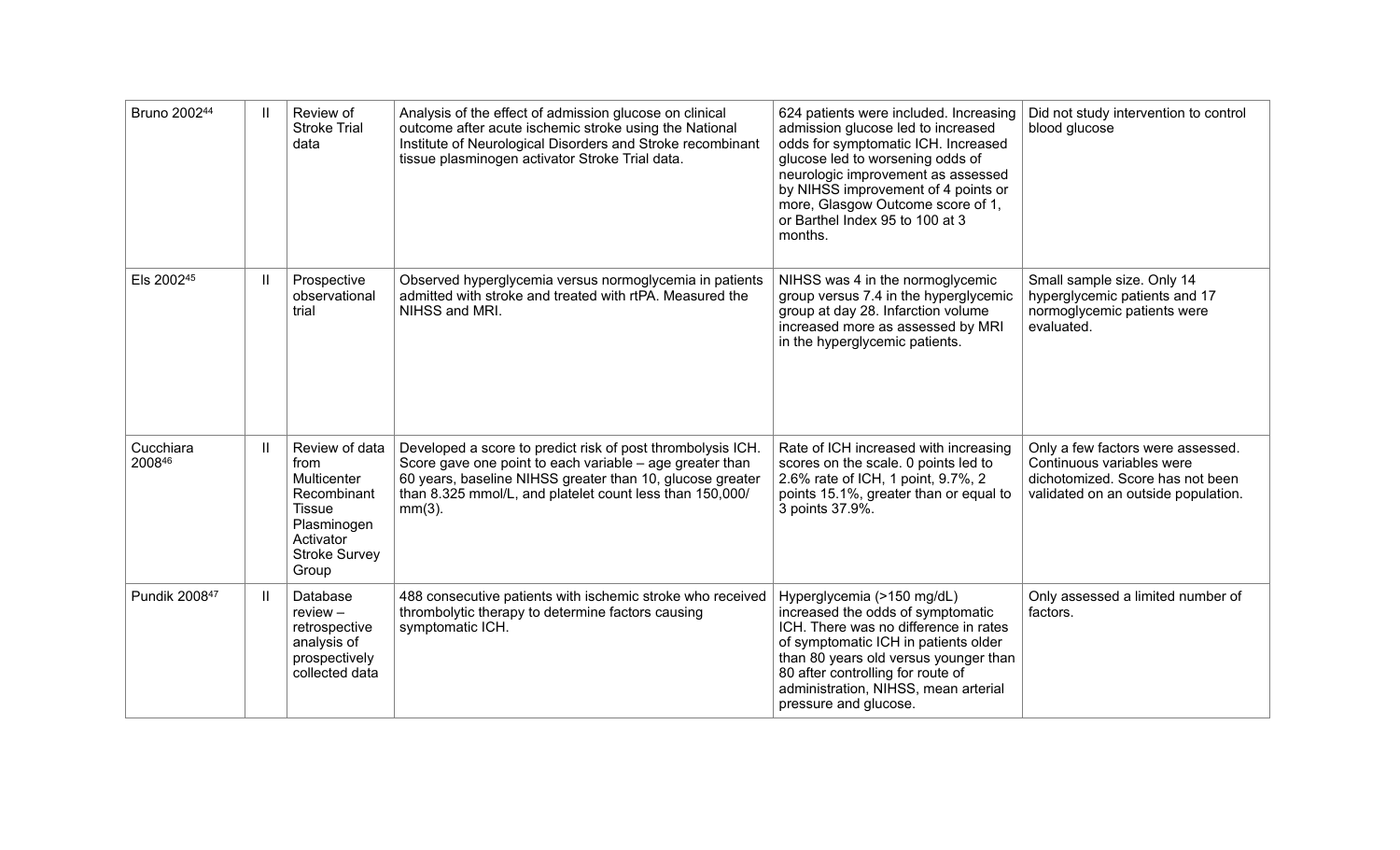| | | | | | |
|---|---|---|---|---|---|
| Bruno 2002[44] | II | Review of Stroke Trial data | Analysis of the effect of admission glucose on clinical outcome after acute ischemic stroke using the National Institute of Neurological Disorders and Stroke recombinant tissue plasminogen activator Stroke Trial data. | 624 patients were included. Increasing admission glucose led to increased odds for symptomatic ICH. Increased glucose led to worsening odds of neurologic improvement as assessed by NIHSS improvement of 4 points or more, Glasgow Outcome score of 1, or Barthel Index 95 to 100 at 3 months. | Did not study intervention to control blood glucose |
| Els 2002[45] | II | Prospective observational trial | Observed hyperglycemia versus normoglycemia in patients admitted with stroke and treated with rtPA. Measured the NIHSS and MRI. | NIHSS was 4 in the normoglycemic group versus 7.4 in the hyperglycemic group at day 28. Infarction volume increased more as assessed by MRI in the hyperglycemic patients. | Small sample size. Only 14 hyperglycemic patients and 17 normoglycemic patients were evaluated. |
| Cucchiara 2008[46] | II | Review of data from Multicenter Recombinant Tissue Plasminogen Activator Stroke Survey Group | Developed a score to predict risk of post thrombolysis ICH. Score gave one point to each variable – age greater than 60 years, baseline NIHSS greater than 10, glucose greater than 8.325 mmol/L, and platelet count less than 150,000/mm(3). | Rate of ICH increased with increasing scores on the scale. 0 points led to 2.6% rate of ICH, 1 point, 9.7%, 2 points 15.1%, greater than or equal to 3 points 37.9%. | Only a few factors were assessed. Continuous variables were dichotomized. Score has not been validated on an outside population. |
| Pundik 2008[47] | II | Database review – retrospective analysis of prospectively collected data | 488 consecutive patients with ischemic stroke who received thrombolytic therapy to determine factors causing symptomatic ICH. | Hyperglycemia (>150 mg/dL) increased the odds of symptomatic ICH. There was no difference in rates of symptomatic ICH in patients older than 80 years old versus younger than 80 after controlling for route of administration, NIHSS, mean arterial pressure and glucose. | Only assessed a limited number of factors. |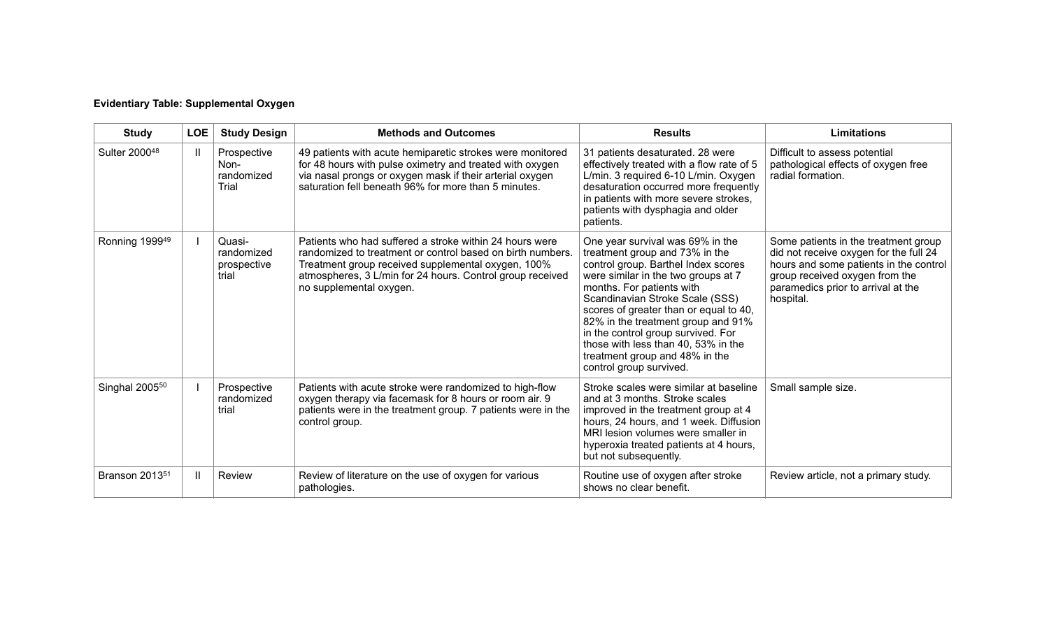**Evidentiary Table: Supplemental Oxygen**

| Study | LOE | Study Design | Methods and Outcomes | Results | Limitations |
|---|---|---|---|---|---|
| Sulter 2000[48] | II | Prospective Non-randomized Trial | 49 patients with acute hemiparetic strokes were monitored for 48 hours with pulse oximetry and treated with oxygen via nasal prongs or oxygen mask if their arterial oxygen saturation fell beneath 96% for more than 5 minutes. | 31 patients desaturated. 28 were effectively treated with a flow rate of 5 L/min. 3 required 6-10 L/min. Oxygen desaturation occurred more frequently in patients with more severe strokes, patients with dysphagia and older patients. | Difficult to assess potential pathological effects of oxygen free radial formation. |
| Ronning 1999[49] | I | Quasi-randomized prospective trial | Patients who had suffered a stroke within 24 hours were randomized to treatment or control based on birth numbers. Treatment group received supplemental oxygen, 100% atmospheres, 3 L/min for 24 hours. Control group received no supplemental oxygen. | One year survival was 69% in the treatment group and 73% in the control group. Barthel Index scores were similar in the two groups at 7 months. For patients with Scandinavian Stroke Scale (SSS) scores of greater than or equal to 40, 82% in the treatment group and 91% in the control group survived. For those with less than 40, 53% in the treatment group and 48% in the control group survived. | Some patients in the treatment group did not receive oxygen for the full 24 hours and some patients in the control group received oxygen from the paramedics prior to arrival at the hospital. |
| Singhal 2005[50] | I | Prospective randomized trial | Patients with acute stroke were randomized to high-flow oxygen therapy via facemask for 8 hours or room air. 9 patients were in the treatment group. 7 patients were in the control group. | Stroke scales were similar at baseline and at 3 months. Stroke scales improved in the treatment group at 4 hours, 24 hours, and 1 week. Diffusion MRI lesion volumes were smaller in hyperoxia treated patients at 4 hours, but not subsequently. | Small sample size. |
| Branson 2013[51] | II | Review | Review of literature on the use of oxygen for various pathologies. | Routine use of oxygen after stroke shows no clear benefit. | Review article, not a primary study. |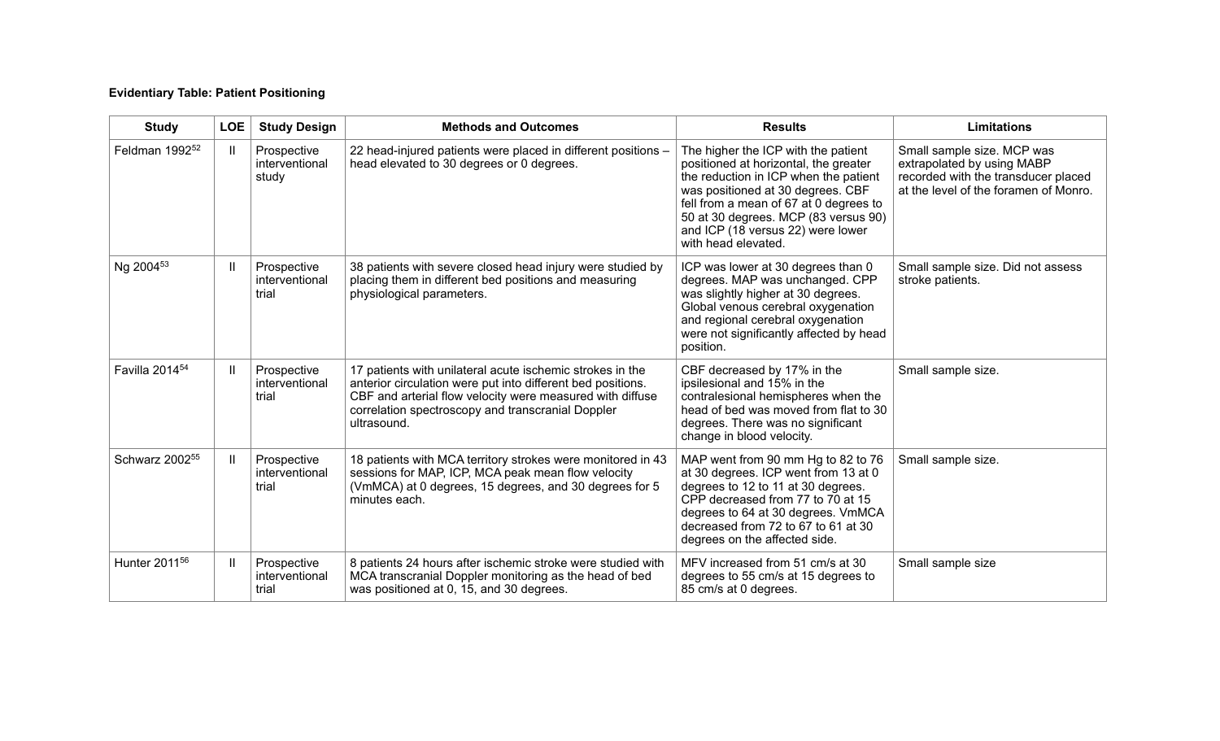**Evidentiary Table: Patient Positioning**

| Study | LOE | Study Design | Methods and Outcomes | Results | Limitations |
|---|---|---|---|---|---|
| Feldman 1992[52] | II | Prospective interventional study | 22 head-injured patients were placed in different positions – head elevated to 30 degrees or 0 degrees. | The higher the ICP with the patient positioned at horizontal, the greater the reduction in ICP when the patient was positioned at 30 degrees. CBF fell from a mean of 67 at 0 degrees to 50 at 30 degrees. MCP (83 versus 90) and ICP (18 versus 22) were lower with head elevated. | Small sample size. MCP was extrapolated by using MABP recorded with the transducer placed at the level of the foramen of Monro. |
| Ng 2004[53] | II | Prospective interventional trial | 38 patients with severe closed head injury were studied by placing them in different bed positions and measuring physiological parameters. | ICP was lower at 30 degrees than 0 degrees. MAP was unchanged. CPP was slightly higher at 30 degrees. Global venous cerebral oxygenation and regional cerebral oxygenation were not significantly affected by head position. | Small sample size. Did not assess stroke patients. |
| Favilla 2014[54] | II | Prospective interventional trial | 17 patients with unilateral acute ischemic strokes in the anterior circulation were put into different bed positions. CBF and arterial flow velocity were measured with diffuse correlation spectroscopy and transcranial Doppler ultrasound. | CBF decreased by 17% in the ipsilesional and 15% in the contralesional hemispheres when the head of bed was moved from flat to 30 degrees. There was no significant change in blood velocity. | Small sample size. |
| Schwarz 2002[55] | II | Prospective interventional trial | 18 patients with MCA territory strokes were monitored in 43 sessions for MAP, ICP, MCA peak mean flow velocity (VmMCA) at 0 degrees, 15 degrees, and 30 degrees for 5 minutes each. | MAP went from 90 mm Hg to 82 to 76 at 30 degrees. ICP went from 13 at 0 degrees to 12 to 11 at 30 degrees. CPP decreased from 77 to 70 at 15 degrees to 64 at 30 degrees. VmMCA decreased from 72 to 67 to 61 at 30 degrees on the affected side. | Small sample size. |
| Hunter 2011[56] | II | Prospective interventional trial | 8 patients 24 hours after ischemic stroke were studied with MCA transcranial Doppler monitoring as the head of bed was positioned at 0, 15, and 30 degrees. | MFV increased from 51 cm/s at 30 degrees to 55 cm/s at 15 degrees to 85 cm/s at 0 degrees. | Small sample size |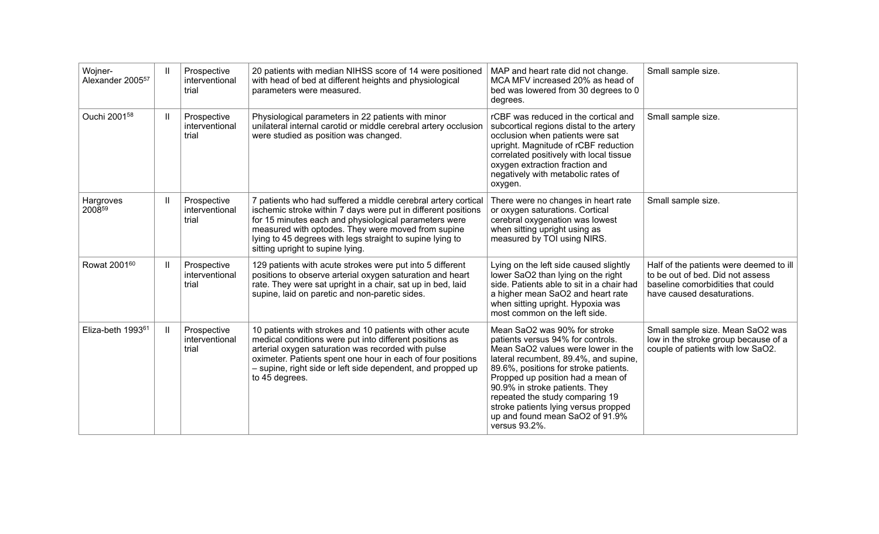| | | | | | |
|---|---|---|---|---|---|
| Wojner-Alexander 2005[57] | II | Prospective interventional trial | 20 patients with median NIHSS score of 14 were positioned with head of bed at different heights and physiological parameters were measured. | MAP and heart rate did not change. MCA MFV increased 20% as head of bed was lowered from 30 degrees to 0 degrees. | Small sample size. |
| Ouchi 2001[58] | II | Prospective interventional trial | Physiological parameters in 22 patients with minor unilateral internal carotid or middle cerebral artery occlusion were studied as position was changed. | rCBF was reduced in the cortical and subcortical regions distal to the artery occlusion when patients were sat upright. Magnitude of rCBF reduction correlated positively with local tissue oxygen extraction fraction and negatively with metabolic rates of oxygen. | Small sample size. |
| Hargroves 2008[59] | II | Prospective interventional trial | 7 patients who had suffered a middle cerebral artery cortical ischemic stroke within 7 days were put in different positions for 15 minutes each and physiological parameters were measured with optodes. They were moved from supine lying to 45 degrees with legs straight to supine lying to sitting upright to supine lying. | There were no changes in heart rate or oxygen saturations. Cortical cerebral oxygenation was lowest when sitting upright using as measured by TOI using NIRS. | Small sample size. |
| Rowat 2001[60] | II | Prospective interventional trial | 129 patients with acute strokes were put into 5 different positions to observe arterial oxygen saturation and heart rate. They were sat upright in a chair, sat up in bed, laid supine, laid on paretic and non-paretic sides. | Lying on the left side caused slightly lower SaO2 than lying on the right side. Patients able to sit in a chair had a higher mean SaO2 and heart rate when sitting upright. Hypoxia was most common on the left side. | Half of the patients were deemed to ill to be out of bed. Did not assess baseline comorbidities that could have caused desaturations. |
| Eliza-beth 1993[61] | II | Prospective interventional trial | 10 patients with strokes and 10 patients with other acute medical conditions were put into different positions as arterial oxygen saturation was recorded with pulse oximeter. Patients spent one hour in each of four positions – supine, right side or left side dependent, and propped up to 45 degrees. | Mean SaO2 was 90% for stroke patients versus 94% for controls. Mean SaO2 values were lower in the lateral recumbent, 89.4%, and supine, 89.6%, positions for stroke patients. Propped up position had a mean of 90.9% in stroke patients. They repeated the study comparing 19 stroke patients lying versus propped up and found mean SaO2 of 91.9% versus 93.2%. | Small sample size. Mean SaO2 was low in the stroke group because of a couple of patients with low SaO2. |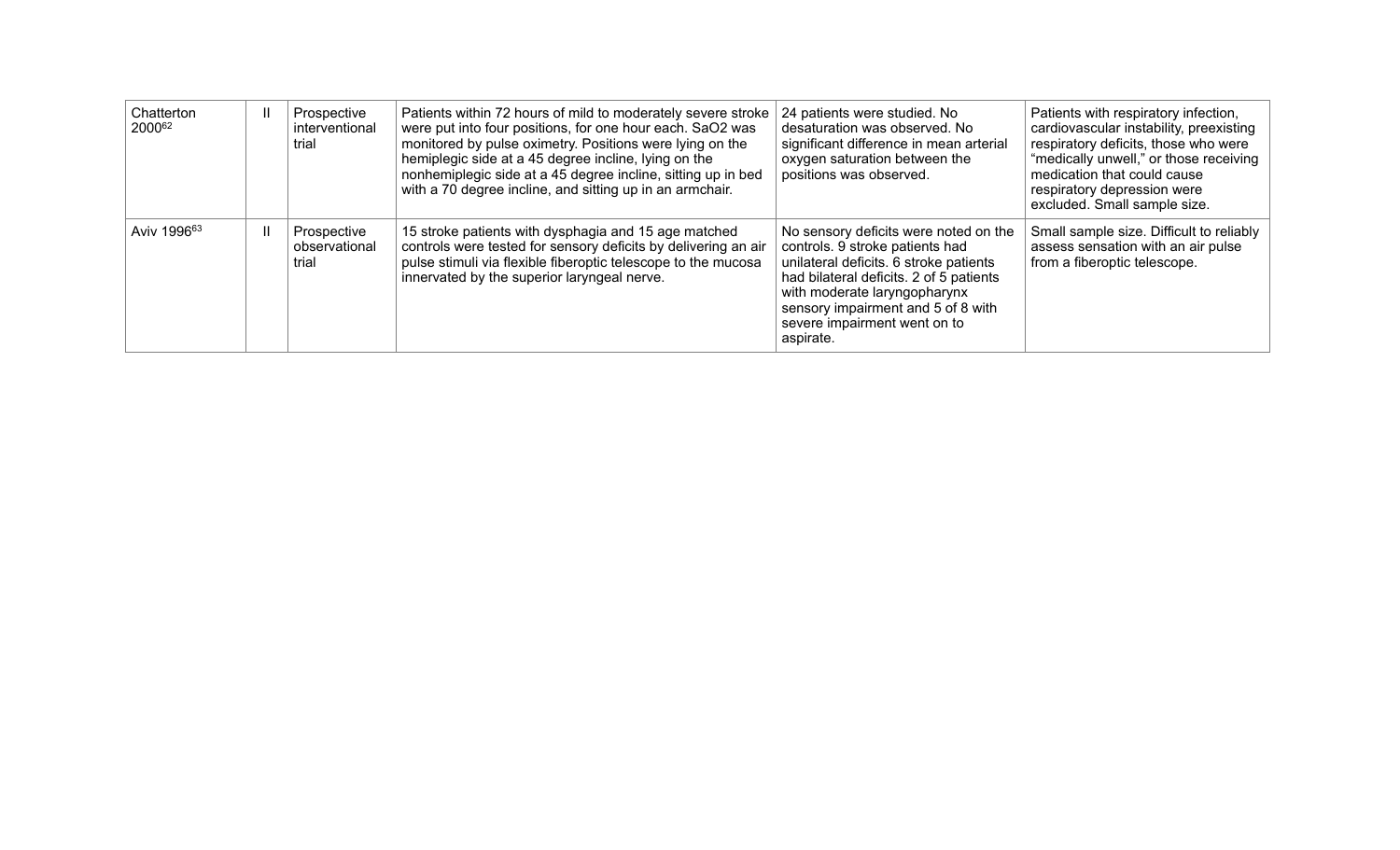| Chatterton 2000[62] | II | Prospective interventional trial | Patients within 72 hours of mild to moderately severe stroke were put into four positions, for one hour each. SaO2 was monitored by pulse oximetry. Positions were lying on the hemiplegic side at a 45 degree incline, lying on the nonhemiplegic side at a 45 degree incline, sitting up in bed with a 70 degree incline, and sitting up in an armchair. | 24 patients were studied. No desaturation was observed. No significant difference in mean arterial oxygen saturation between the positions was observed. | Patients with respiratory infection, cardiovascular instability, preexisting respiratory deficits, those who were "medically unwell," or those receiving medication that could cause respiratory depression were excluded. Small sample size. |
|---|---|---|---|---|---|
| Aviv 1996[63] | II | Prospective observational trial | 15 stroke patients with dysphagia and 15 age matched controls were tested for sensory deficits by delivering an air pulse stimuli via flexible fiberoptic telescope to the mucosa innervated by the superior laryngeal nerve. | No sensory deficits were noted on the controls. 9 stroke patients had unilateral deficits. 6 stroke patients had bilateral deficits. 2 of 5 patients with moderate laryngopharynx sensory impairment and 5 of 8 with severe impairment went on to aspirate. | Small sample size. Difficult to reliably assess sensation with an air pulse from a fiberoptic telescope. |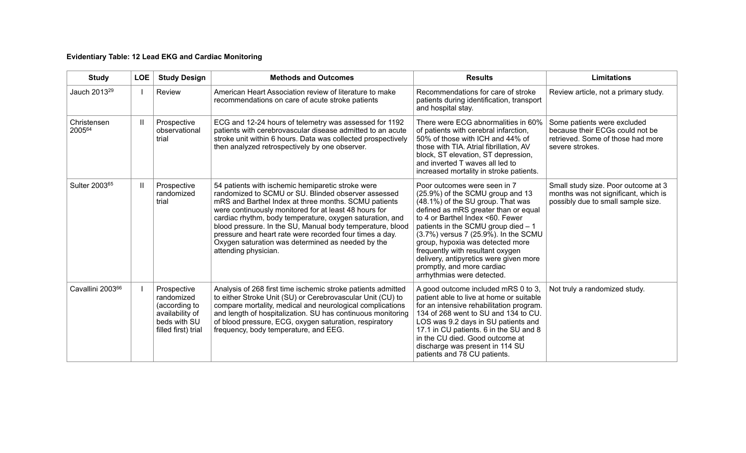**Evidentiary Table: 12 Lead EKG and Cardiac Monitoring**

| Study | LOE | Study Design | Methods and Outcomes | Results | Limitations |
|---|---|---|---|---|---|
| Jauch 2013[29] | I | Review | American Heart Association review of literature to make recommendations on care of acute stroke patients | Recommendations for care of stroke patients during identification, transport and hospital stay. | Review article, not a primary study. |
| Christensen 2005[64] | II | Prospective observational trial | ECG and 12-24 hours of telemetry was assessed for 1192 patients with cerebrovascular disease admitted to an acute stroke unit within 6 hours. Data was collected prospectively then analyzed retrospectively by one observer. | There were ECG abnormalities in 60% of patients with cerebral infarction, 50% of those with ICH and 44% of those with TIA. Atrial fibrillation, AV block, ST elevation, ST depression, and inverted T waves all led to increased mortality in stroke patients. | Some patients were excluded because their ECGs could not be retrieved. Some of those had more severe strokes. |
| Sulter 2003[65] | II | Prospective randomized trial | 54 patients with ischemic hemiparetic stroke were randomized to SCMU or SU. Blinded observer assessed mRS and Barthel Index at three months. SCMU patients were continuously monitored for at least 48 hours for cardiac rhythm, body temperature, oxygen saturation, and blood pressure. In the SU, Manual body temperature, blood pressure and heart rate were recorded four times a day. Oxygen saturation was determined as needed by the attending physician. | Poor outcomes were seen in 7 (25.9%) of the SCMU group and 13 (48.1%) of the SU group. That was defined as mRS greater than or equal to 4 or Barthel Index <60. Fewer patients in the SCMU group died – 1 (3.7%) versus 7 (25.9%). In the SCMU group, hypoxia was detected more frequently with resultant oxygen delivery, antipyretics were given more promptly, and more cardiac arrhythmias were detected. | Small study size. Poor outcome at 3 months was not significant, which is possibly due to small sample size. |
| Cavallini 2003[66] | I | Prospective randomized (according to availability of beds with SU filled first) trial | Analysis of 268 first time ischemic stroke patients admitted to either Stroke Unit (SU) or Cerebrovascular Unit (CU) to compare mortality, medical and neurological complications and length of hospitalization. SU has continuous monitoring of blood pressure, ECG, oxygen saturation, respiratory frequency, body temperature, and EEG. | A good outcome included mRS 0 to 3, patient able to live at home or suitable for an intensive rehabilitation program. 134 of 268 went to SU and 134 to CU. LOS was 9.2 days in SU patients and 17.1 in CU patients. 6 in the SU and 8 in the CU died. Good outcome at discharge was present in 114 SU patients and 78 CU patients. | Not truly a randomized study. |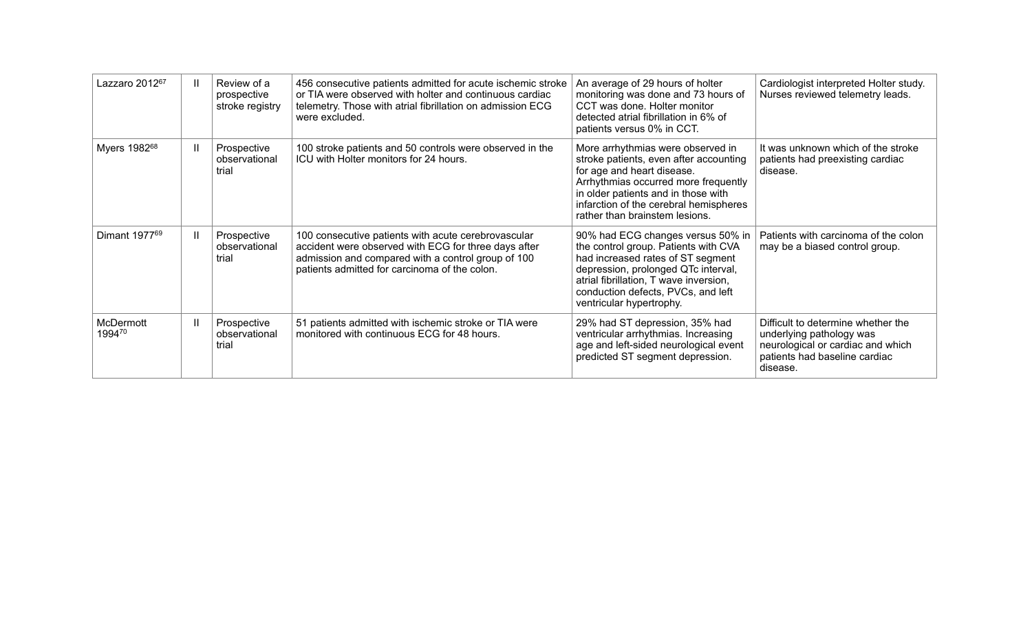| Lazzaro 2012[67] | II | Review of a prospective stroke registry | 456 consecutive patients admitted for acute ischemic stroke or TIA were observed with holter and continuous cardiac telemetry. Those with atrial fibrillation on admission ECG were excluded. | An average of 29 hours of holter monitoring was done and 73 hours of CCT was done. Holter monitor detected atrial fibrillation in 6% of patients versus 0% in CCT. | Cardiologist interpreted Holter study. Nurses reviewed telemetry leads. |
|---|---|---|---|---|---|
| Myers 1982[68] | II | Prospective observational trial | 100 stroke patients and 50 controls were observed in the ICU with Holter monitors for 24 hours. | More arrhythmias were observed in stroke patients, even after accounting for age and heart disease. Arrhythmias occurred more frequently in older patients and in those with infarction of the cerebral hemispheres rather than brainstem lesions. | It was unknown which of the stroke patients had preexisting cardiac disease. |
| Dimant 1977[69] | II | Prospective observational trial | 100 consecutive patients with acute cerebrovascular accident were observed with ECG for three days after admission and compared with a control group of 100 patients admitted for carcinoma of the colon. | 90% had ECG changes versus 50% in the control group. Patients with CVA had increased rates of ST segment depression, prolonged QTc interval, atrial fibrillation, T wave inversion, conduction defects, PVCs, and left ventricular hypertrophy. | Patients with carcinoma of the colon may be a biased control group. |
| McDermott 1994[70] | II | Prospective observational trial | 51 patients admitted with ischemic stroke or TIA were monitored with continuous ECG for 48 hours. | 29% had ST depression, 35% had ventricular arrhythmias. Increasing age and left-sided neurological event predicted ST segment depression. | Difficult to determine whether the underlying pathology was neurological or cardiac and which patients had baseline cardiac disease. |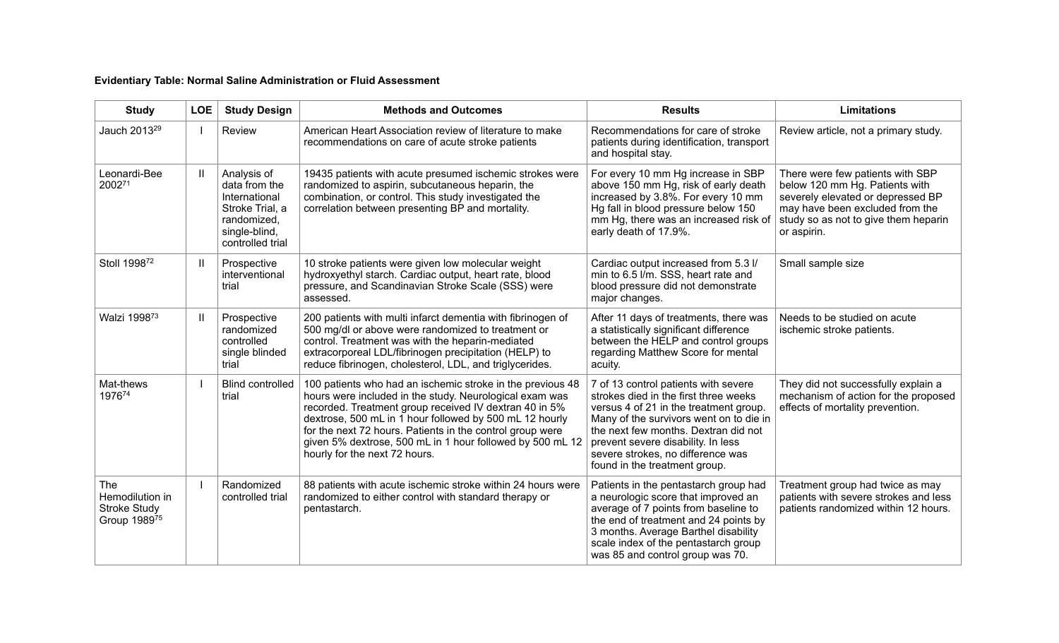**Evidentiary Table: Normal Saline Administration or Fluid Assessment**

| Study | LOE | Study Design | Methods and Outcomes | Results | Limitations |
|---|---|---|---|---|---|
| Jauch 2013[29] | I | Review | American Heart Association review of literature to make recommendations on care of acute stroke patients | Recommendations for care of stroke patients during identification, transport and hospital stay. | Review article, not a primary study. |
| Leonardi-Bee 2002[71] | II | Analysis of data from the International Stroke Trial, a randomized, single-blind, controlled trial | 19435 patients with acute presumed ischemic strokes were randomized to aspirin, subcutaneous heparin, the combination, or control. This study investigated the correlation between presenting BP and mortality. | For every 10 mm Hg increase in SBP above 150 mm Hg, risk of early death increased by 3.8%. For every 10 mm Hg fall in blood pressure below 150 mm Hg, there was an increased risk of early death of 17.9%. | There were few patients with SBP below 120 mm Hg. Patients with severely elevated or depressed BP may have been excluded from the study so as not to give them heparin or aspirin. |
| Stoll 1998[72] | II | Prospective interventional trial | 10 stroke patients were given low molecular weight hydroxyethyl starch. Cardiac output, heart rate, blood pressure, and Scandinavian Stroke Scale (SSS) were assessed. | Cardiac output increased from 5.3 l/min to 6.5 l/m. SSS, heart rate and blood pressure did not demonstrate major changes. | Small sample size |
| Walzi 1998[73] | II | Prospective randomized controlled single blinded trial | 200 patients with multi infarct dementia with fibrinogen of 500 mg/dl or above were randomized to treatment or control. Treatment was with the heparin-mediated extracorporeal LDL/fibrinogen precipitation (HELP) to reduce fibrinogen, cholesterol, LDL, and triglycerides. | After 11 days of treatments, there was a statistically significant difference between the HELP and control groups regarding Matthew Score for mental acuity. | Needs to be studied on acute ischemic stroke patients. |
| Mat-thews 1976[74] | I | Blind controlled trial | 100 patients who had an ischemic stroke in the previous 48 hours were included in the study. Neurological exam was recorded. Treatment group received IV dextran 40 in 5% dextrose, 500 mL in 1 hour followed by 500 mL 12 hourly for the next 72 hours. Patients in the control group were given 5% dextrose, 500 mL in 1 hour followed by 500 mL 12 hourly for the next 72 hours. | 7 of 13 control patients with severe strokes died in the first three weeks versus 4 of 21 in the treatment group. Many of the survivors went on to die in the next few months. Dextran did not prevent severe disability. In less severe strokes, no difference was found in the treatment group. | They did not successfully explain a mechanism of action for the proposed effects of mortality prevention. |
| The Hemodilution in Stroke Study Group 1989[75] | I | Randomized controlled trial | 88 patients with acute ischemic stroke within 24 hours were randomized to either control with standard therapy or pentastarch. | Patients in the pentastarch group had a neurologic score that improved an average of 7 points from baseline to the end of treatment and 24 points by 3 months. Average Barthel disability scale index of the pentastarch group was 85 and control group was 70. | Treatment group had twice as may patients with severe strokes and less patients randomized within 12 hours. |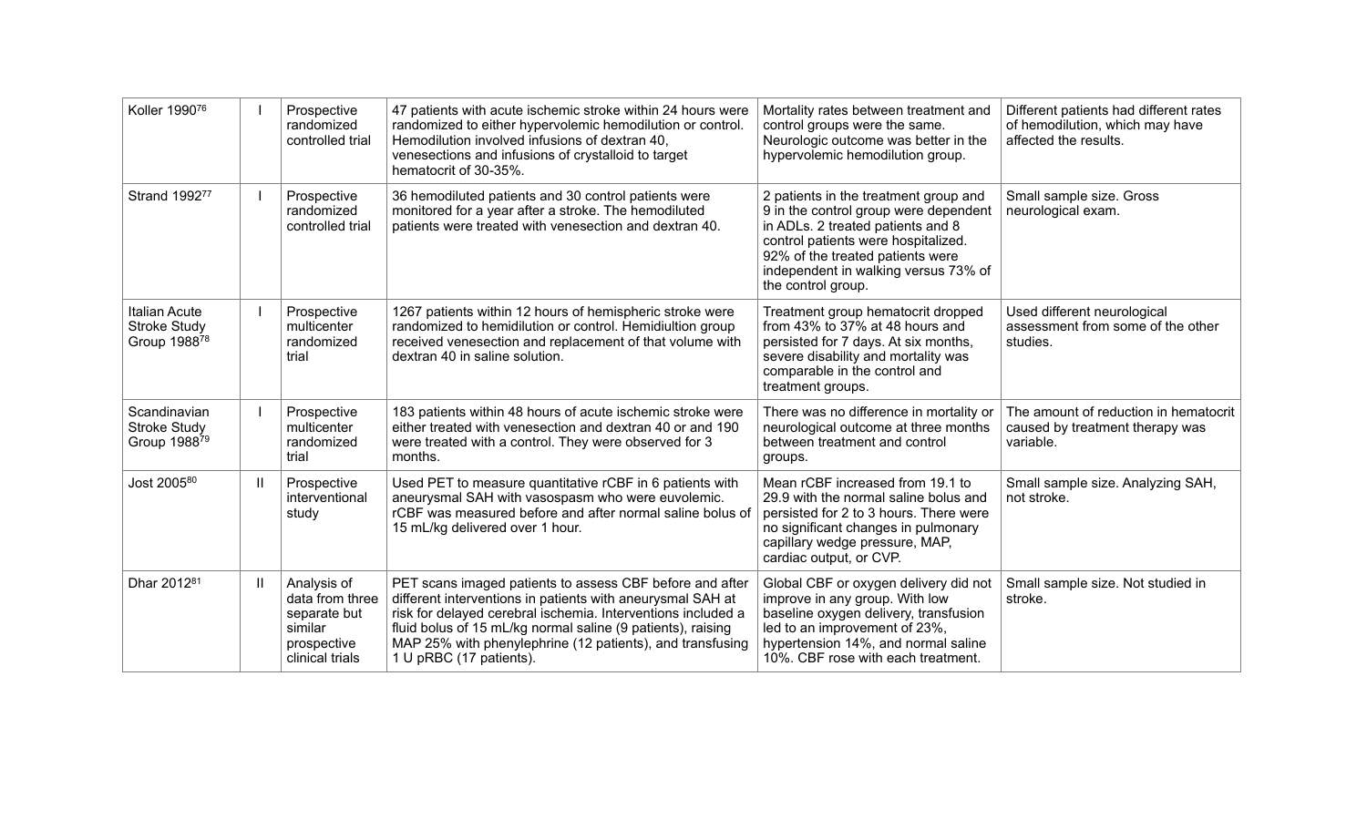| | | | | | |
|---|---|---|---|---|---|
| Koller 1990[76] | I | Prospective randomized controlled trial | 47 patients with acute ischemic stroke within 24 hours were randomized to either hypervolemic hemodilution or control. Hemodilution involved infusions of dextran 40, venesections and infusions of crystalloid to target hematocrit of 30-35%. | Mortality rates between treatment and control groups were the same. Neurologic outcome was better in the hypervolemic hemodilution group. | Different patients had different rates of hemodilution, which may have affected the results. |
| Strand 1992[77] | I | Prospective randomized controlled trial | 36 hemodiluted patients and 30 control patients were monitored for a year after a stroke. The hemodiluted patients were treated with venesection and dextran 40. | 2 patients in the treatment group and 9 in the control group were dependent in ADLs. 2 treated patients and 8 control patients were hospitalized. 92% of the treated patients were independent in walking versus 73% of the control group. | Small sample size. Gross neurological exam. |
| Italian Acute Stroke Study Group 1988[78] | I | Prospective multicenter randomized trial | 1267 patients within 12 hours of hemispheric stroke were randomized to hemidilution or control. Hemidiultion group received venesection and replacement of that volume with dextran 40 in saline solution. | Treatment group hematocrit dropped from 43% to 37% at 48 hours and persisted for 7 days. At six months, severe disability and mortality was comparable in the control and treatment groups. | Used different neurological assessment from some of the other studies. |
| Scandinavian Stroke Study Group 1988[79] | I | Prospective multicenter randomized trial | 183 patients within 48 hours of acute ischemic stroke were either treated with venesection and dextran 40 or and 190 were treated with a control. They were observed for 3 months. | There was no difference in mortality or neurological outcome at three months between treatment and control groups. | The amount of reduction in hematocrit caused by treatment therapy was variable. |
| Jost 2005[80] | II | Prospective interventional study | Used PET to measure quantitative rCBF in 6 patients with aneurysmal SAH with vasospasm who were euvolemic. rCBF was measured before and after normal saline bolus of 15 mL/kg delivered over 1 hour. | Mean rCBF increased from 19.1 to 29.9 with the normal saline bolus and persisted for 2 to 3 hours. There were no significant changes in pulmonary capillary wedge pressure, MAP, cardiac output, or CVP. | Small sample size. Analyzing SAH, not stroke. |
| Dhar 2012[81] | II | Analysis of data from three separate but similar prospective clinical trials | PET scans imaged patients to assess CBF before and after different interventions in patients with aneurysmal SAH at risk for delayed cerebral ischemia. Interventions included a fluid bolus of 15 mL/kg normal saline (9 patients), raising MAP 25% with phenylephrine (12 patients), and transfusing 1 U pRBC (17 patients). | Global CBF or oxygen delivery did not improve in any group. With low baseline oxygen delivery, transfusion led to an improvement of 23%, hypertension 14%, and normal saline 10%. CBF rose with each treatment. | Small sample size. Not studied in stroke. |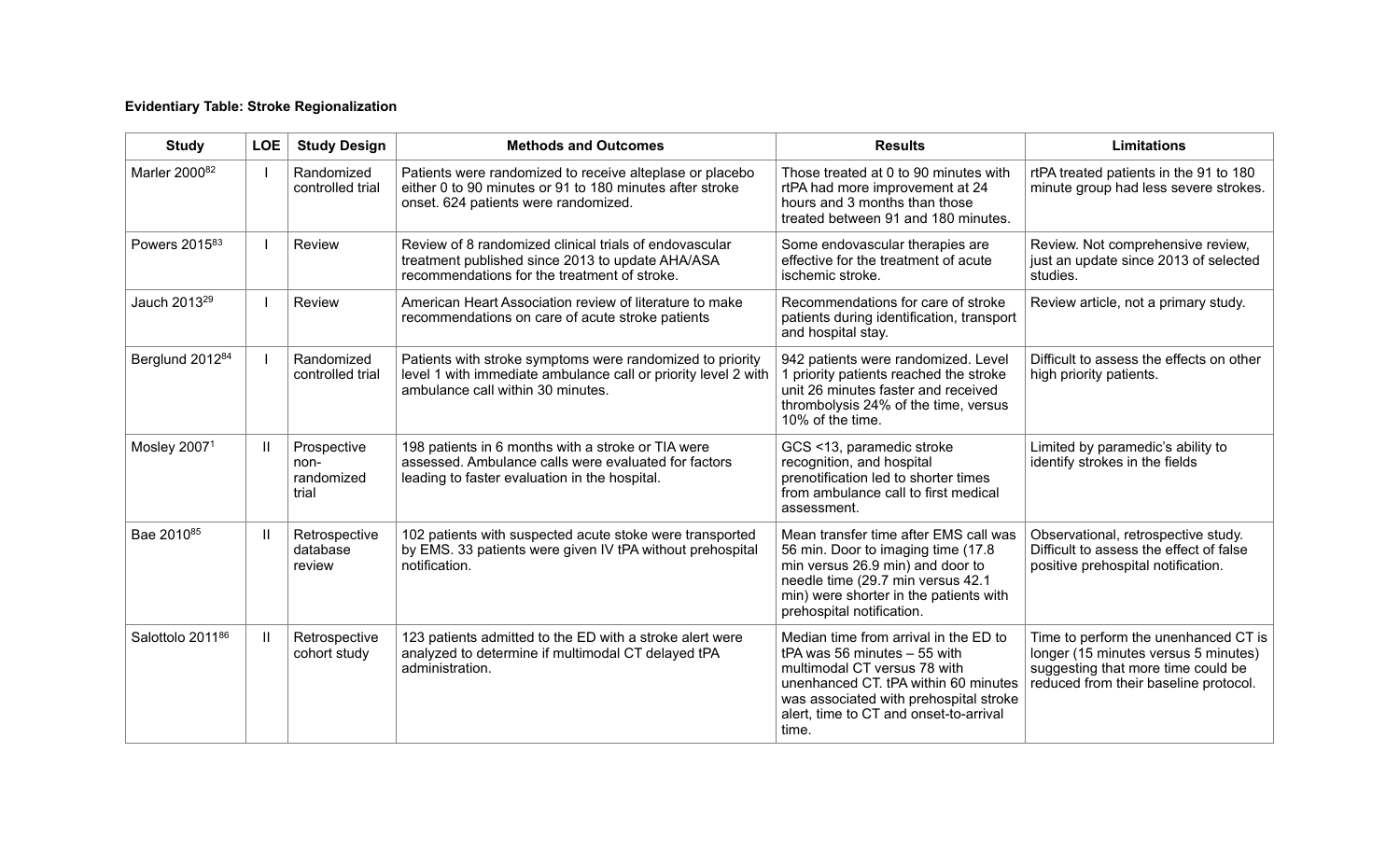**Evidentiary Table: Stroke Regionalization**

| Study | LOE | Study Design | Methods and Outcomes | Results | Limitations |
|---|---|---|---|---|---|
| Marler 2000[82] | I | Randomized controlled trial | Patients were randomized to receive alteplase or placebo either 0 to 90 minutes or 91 to 180 minutes after stroke onset. 624 patients were randomized. | Those treated at 0 to 90 minutes with rtPA had more improvement at 24 hours and 3 months than those treated between 91 and 180 minutes. | rtPA treated patients in the 91 to 180 minute group had less severe strokes. |
| Powers 2015[83] | I | Review | Review of 8 randomized clinical trials of endovascular treatment published since 2013 to update AHA/ASA recommendations for the treatment of stroke. | Some endovascular therapies are effective for the treatment of acute ischemic stroke. | Review. Not comprehensive review, just an update since 2013 of selected studies. |
| Jauch 2013[29] | I | Review | American Heart Association review of literature to make recommendations on care of acute stroke patients | Recommendations for care of stroke patients during identification, transport and hospital stay. | Review article, not a primary study. |
| Berglund 2012[84] | I | Randomized controlled trial | Patients with stroke symptoms were randomized to priority level 1 with immediate ambulance call or priority level 2 with ambulance call within 30 minutes. | 942 patients were randomized. Level 1 priority patients reached the stroke unit 26 minutes faster and received thrombolysis 24% of the time, versus 10% of the time. | Difficult to assess the effects on other high priority patients. |
| Mosley 2007[1] | II | Prospective non-randomized trial | 198 patients in 6 months with a stroke or TIA were assessed. Ambulance calls were evaluated for factors leading to faster evaluation in the hospital. | GCS <13, paramedic stroke recognition, and hospital prenotification led to shorter times from ambulance call to first medical assessment. | Limited by paramedic's ability to identify strokes in the fields |
| Bae 2010[85] | II | Retrospective database review | 102 patients with suspected acute stoke were transported by EMS. 33 patients were given IV tPA without prehospital notification. | Mean transfer time after EMS call was 56 min. Door to imaging time (17.8 min versus 26.9 min) and door to needle time (29.7 min versus 42.1 min) were shorter in the patients with prehospital notification. | Observational, retrospective study. Difficult to assess the effect of false positive prehospital notification. |
| Salottolo 2011[86] | II | Retrospective cohort study | 123 patients admitted to the ED with a stroke alert were analyzed to determine if multimodal CT delayed tPA administration. | Median time from arrival in the ED to tPA was 56 minutes – 55 with multimodal CT versus 78 with unenhanced CT. tPA within 60 minutes was associated with prehospital stroke alert, time to CT and onset-to-arrival time. | Time to perform the unenhanced CT is longer (15 minutes versus 5 minutes) suggesting that more time could be reduced from their baseline protocol. |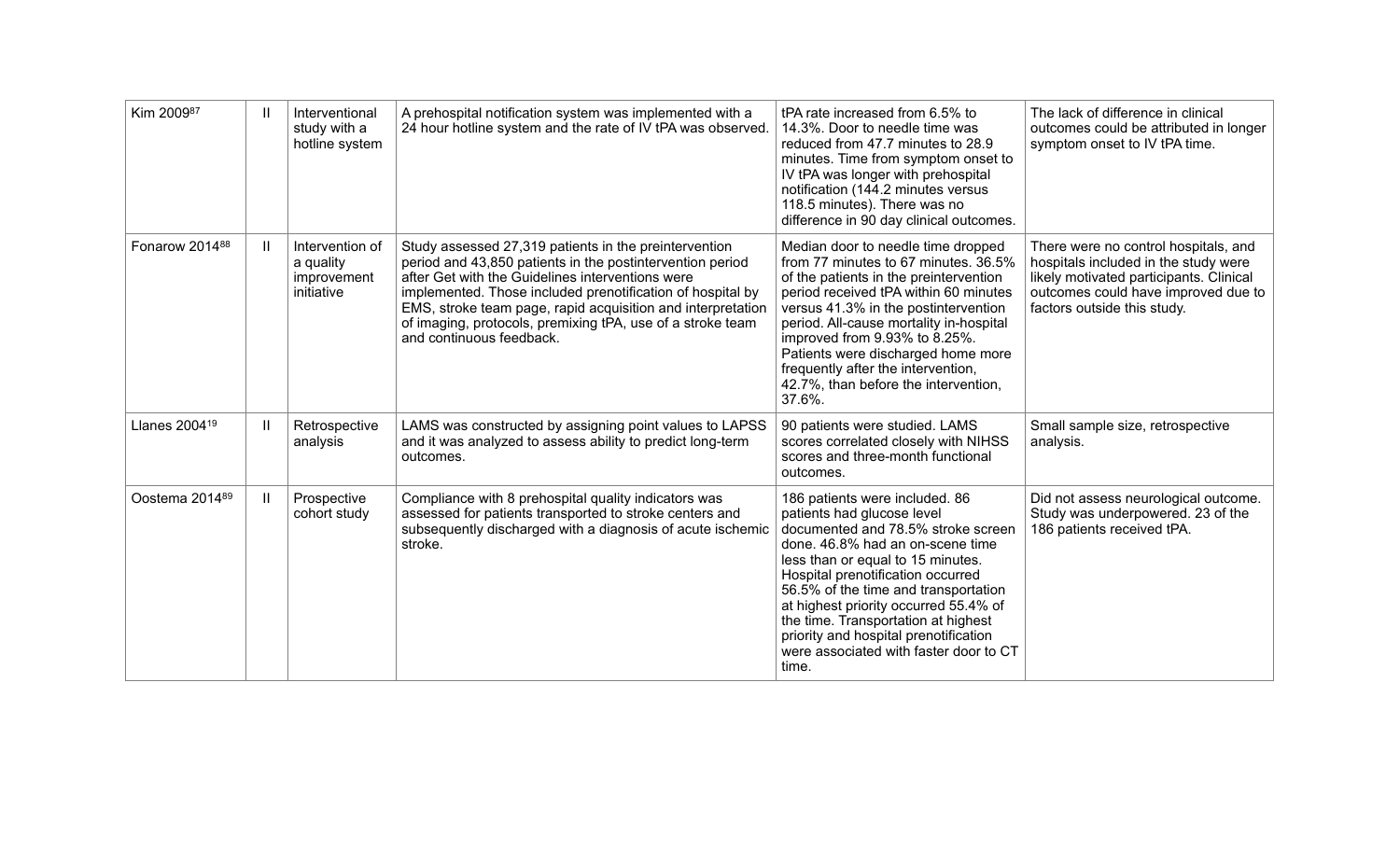| | | | | | |
|---|---|---|---|---|---|
| Kim 2009[87] | II | Interventional study with a hotline system | A prehospital notification system was implemented with a 24 hour hotline system and the rate of IV tPA was observed. | tPA rate increased from 6.5% to 14.3%. Door to needle time was reduced from 47.7 minutes to 28.9 minutes. Time from symptom onset to IV tPA was longer with prehospital notification (144.2 minutes versus 118.5 minutes). There was no difference in 90 day clinical outcomes. | The lack of difference in clinical outcomes could be attributed in longer symptom onset to IV tPA time. |
| Fonarow 2014[88] | II | Intervention of a quality improvement initiative | Study assessed 27,319 patients in the preintervention period and 43,850 patients in the postintervention period after Get with the Guidelines interventions were implemented. Those included prenotification of hospital by EMS, stroke team page, rapid acquisition and interpretation of imaging, protocols, premixing tPA, use of a stroke team and continuous feedback. | Median door to needle time dropped from 77 minutes to 67 minutes. 36.5% of the patients in the preintervention period received tPA within 60 minutes versus 41.3% in the postintervention period. All-cause mortality in-hospital improved from 9.93% to 8.25%. Patients were discharged home more frequently after the intervention, 42.7%, than before the intervention, 37.6%. | There were no control hospitals, and hospitals included in the study were likely motivated participants. Clinical outcomes could have improved due to factors outside this study. |
| Llanes 2004[19] | II | Retrospective analysis | LAMS was constructed by assigning point values to LAPSS and it was analyzed to assess ability to predict long-term outcomes. | 90 patients were studied. LAMS scores correlated closely with NIHSS scores and three-month functional outcomes. | Small sample size, retrospective analysis. |
| Oostema 2014[89] | II | Prospective cohort study | Compliance with 8 prehospital quality indicators was assessed for patients transported to stroke centers and subsequently discharged with a diagnosis of acute ischemic stroke. | 186 patients were included. 86 patients had glucose level documented and 78.5% stroke screen done. 46.8% had an on-scene time less than or equal to 15 minutes. Hospital prenotification occurred 56.5% of the time and transportation at highest priority occurred 55.4% of the time. Transportation at highest priority and hospital prenotification were associated with faster door to CT time. | Did not assess neurological outcome. Study was underpowered. 23 of the 186 patients received tPA. |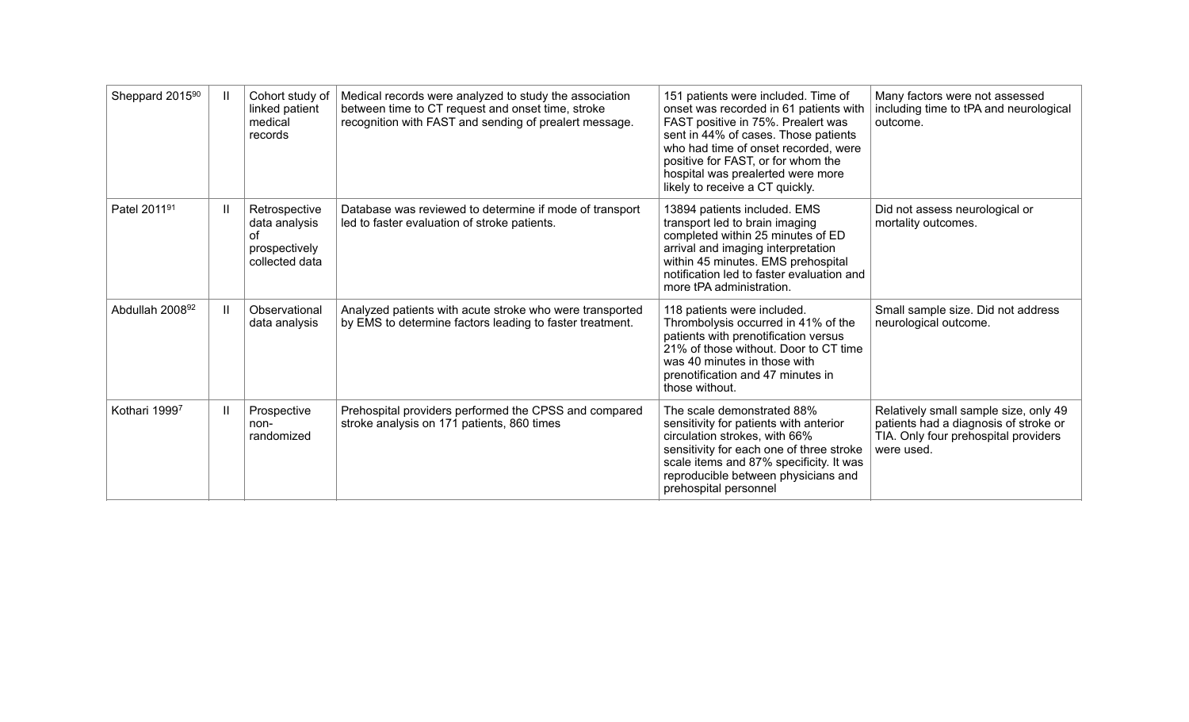| | | | | | |
|---|---|---|---|---|---|
| Sheppard 2015[90] | II | Cohort study of linked patient medical records | Medical records were analyzed to study the association between time to CT request and onset time, stroke recognition with FAST and sending of prealert message. | 151 patients were included. Time of onset was recorded in 61 patients with FAST positive in 75%. Prealert was sent in 44% of cases. Those patients who had time of onset recorded, were positive for FAST, or for whom the hospital was prealerted were more likely to receive a CT quickly. | Many factors were not assessed including time to tPA and neurological outcome. |
| Patel 2011[91] | II | Retrospective data analysis of prospectively collected data | Database was reviewed to determine if mode of transport led to faster evaluation of stroke patients. | 13894 patients included. EMS transport led to brain imaging completed within 25 minutes of ED arrival and imaging interpretation within 45 minutes. EMS prehospital notification led to faster evaluation and more tPA administration. | Did not assess neurological or mortality outcomes. |
| Abdullah 2008[92] | II | Observational data analysis | Analyzed patients with acute stroke who were transported by EMS to determine factors leading to faster treatment. | 118 patients were included. Thrombolysis occurred in 41% of the patients with prenotification versus 21% of those without. Door to CT time was 40 minutes in those with prenotification and 47 minutes in those without. | Small sample size. Did not address neurological outcome. |
| Kothari 1999[7] | II | Prospective non-randomized | Prehospital providers performed the CPSS and compared stroke analysis on 171 patients, 860 times | The scale demonstrated 88% sensitivity for patients with anterior circulation strokes, with 66% sensitivity for each one of three stroke scale items and 87% specificity. It was reproducible between physicians and prehospital personnel | Relatively small sample size, only 49 patients had a diagnosis of stroke or TIA. Only four prehospital providers were used. |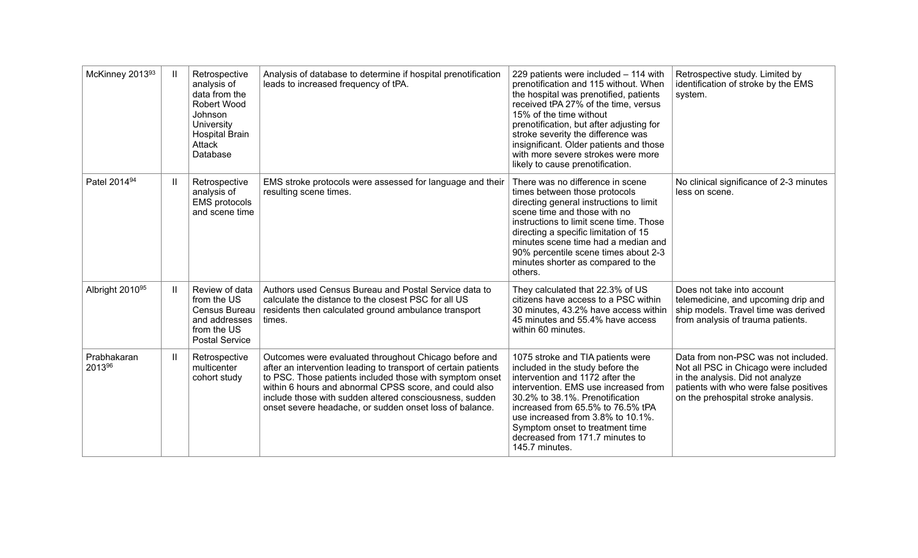| | | | | | |
|---|---|---|---|---|---|
| McKinney 2013[93] | II | Retrospective analysis of data from the Robert Wood Johnson University Hospital Brain Attack Database | Analysis of database to determine if hospital prenotification leads to increased frequency of tPA. | 229 patients were included – 114 with prenotification and 115 without. When the hospital was prenotified, patients received tPA 27% of the time, versus 15% of the time without prenotification, but after adjusting for stroke severity the difference was insignificant. Older patients and those with more severe strokes were more likely to cause prenotification. | Retrospective study. Limited by identification of stroke by the EMS system. |
| Patel 2014[94] | II | Retrospective analysis of EMS protocols and scene time | EMS stroke protocols were assessed for language and their resulting scene times. | There was no difference in scene times between those protocols directing general instructions to limit scene time and those with no instructions to limit scene time. Those directing a specific limitation of 15 minutes scene time had a median and 90% percentile scene times about 2-3 minutes shorter as compared to the others. | No clinical significance of 2-3 minutes less on scene. |
| Albright 2010[95] | II | Review of data from the US Census Bureau and addresses from the US Postal Service | Authors used Census Bureau and Postal Service data to calculate the distance to the closest PSC for all US residents then calculated ground ambulance transport times. | They calculated that 22.3% of US citizens have access to a PSC within 30 minutes, 43.2% have access within 45 minutes and 55.4% have access within 60 minutes. | Does not take into account telemedicine, and upcoming drip and ship models. Travel time was derived from analysis of trauma patients. |
| Prabhakaran 2013[96] | II | Retrospective multicenter cohort study | Outcomes were evaluated throughout Chicago before and after an intervention leading to transport of certain patients to PSC. Those patients included those with symptom onset within 6 hours and abnormal CPSS score, and could also include those with sudden altered consciousness, sudden onset severe headache, or sudden onset loss of balance. | 1075 stroke and TIA patients were included in the study before the intervention and 1172 after the intervention. EMS use increased from 30.2% to 38.1%. Prenotification increased from 65.5% to 76.5% tPA use increased from 3.8% to 10.1%. Symptom onset to treatment time decreased from 171.7 minutes to 145.7 minutes. | Data from non-PSC was not included. Not all PSC in Chicago were included in the analysis. Did not analyze patients with who were false positives on the prehospital stroke analysis. |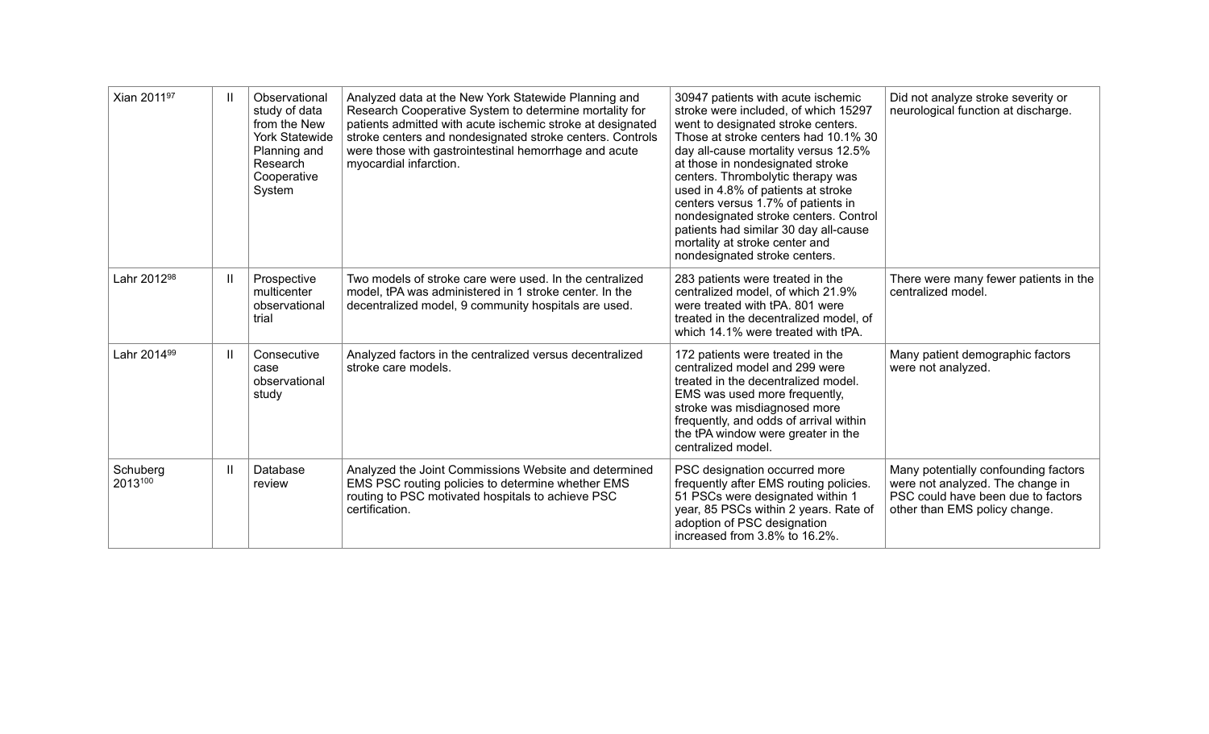| Xian 2011[97] | II | Observational study of data from the New York Statewide Planning and Research Cooperative System | Analyzed data at the New York Statewide Planning and Research Cooperative System to determine mortality for patients admitted with acute ischemic stroke at designated stroke centers and nondesignated stroke centers. Controls were those with gastrointestinal hemorrhage and acute myocardial infarction. | 30947 patients with acute ischemic stroke were included, of which 15297 went to designated stroke centers. Those at stroke centers had 10.1% 30 day all-cause mortality versus 12.5% at those in nondesignated stroke centers. Thrombolytic therapy was used in 4.8% of patients at stroke centers versus 1.7% of patients in nondesignated stroke centers. Control patients had similar 30 day all-cause mortality at stroke center and nondesignated stroke centers. | Did not analyze stroke severity or neurological function at discharge. |
|---|---|---|---|---|---|
| Lahr 2012[98] | II | Prospective multicenter observational trial | Two models of stroke care were used. In the centralized model, tPA was administered in 1 stroke center. In the decentralized model, 9 community hospitals are used. | 283 patients were treated in the centralized model, of which 21.9% were treated with tPA. 801 were treated in the decentralized model, of which 14.1% were treated with tPA. | There were many fewer patients in the centralized model. |
| Lahr 2014[99] | II | Consecutive case observational study | Analyzed factors in the centralized versus decentralized stroke care models. | 172 patients were treated in the centralized model and 299 were treated in the decentralized model. EMS was used more frequently, stroke was misdiagnosed more frequently, and odds of arrival within the tPA window were greater in the centralized model. | Many patient demographic factors were not analyzed. |
| Schuberg 2013[100] | II | Database review | Analyzed the Joint Commissions Website and determined EMS PSC routing policies to determine whether EMS routing to PSC motivated hospitals to achieve PSC certification. | PSC designation occurred more frequently after EMS routing policies. 51 PSCs were designated within 1 year, 85 PSCs within 2 years. Rate of adoption of PSC designation increased from 3.8% to 16.2%. | Many potentially confounding factors were not analyzed. The change in PSC could have been due to factors other than EMS policy change. |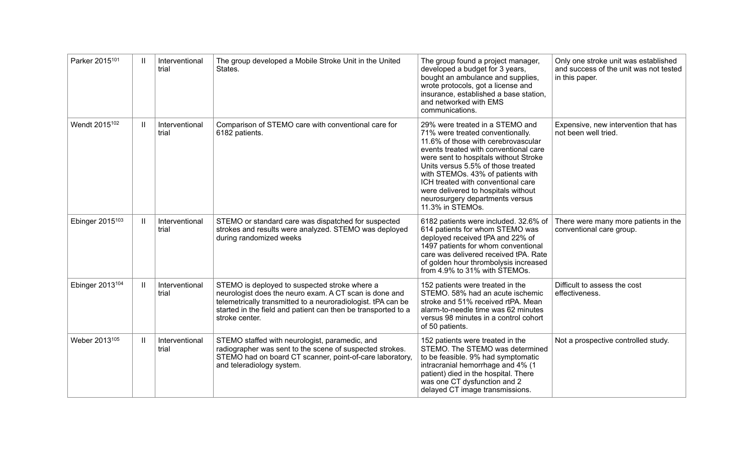| | | | | | |
|---|---|---|---|---|---|
| Parker 2015[101] | II | Interventional trial | The group developed a Mobile Stroke Unit in the United States. | The group found a project manager, developed a budget for 3 years, bought an ambulance and supplies, wrote protocols, got a license and insurance, established a base station, and networked with EMS communications. | Only one stroke unit was established and success of the unit was not tested in this paper. |
| Wendt 2015[102] | II | Interventional trial | Comparison of STEMO care with conventional care for 6182 patients. | 29% were treated in a STEMO and 71% were treated conventionally. 11.6% of those with cerebrovascular events treated with conventional care were sent to hospitals without Stroke Units versus 5.5% of those treated with STEMOs. 43% of patients with ICH treated with conventional care were delivered to hospitals without neurosurgery departments versus 11.3% in STEMOs. | Expensive, new intervention that has not been well tried. |
| Ebinger 2015[103] | II | Interventional trial | STEMO or standard care was dispatched for suspected strokes and results were analyzed. STEMO was deployed during randomized weeks | 6182 patients were included. 32.6% of 614 patients for whom STEMO was deployed received tPA and 22% of 1497 patients for whom conventional care was delivered received tPA. Rate of golden hour thrombolysis increased from 4.9% to 31% with STEMOs. | There were many more patients in the conventional care group. |
| Ebinger 2013[104] | II | Interventional trial | STEMO is deployed to suspected stroke where a neurologist does the neuro exam. A CT scan is done and telemetrically transmitted to a neuroradiologist. tPA can be started in the field and patient can then be transported to a stroke center. | 152 patients were treated in the STEMO. 58% had an acute ischemic stroke and 51% received rtPA. Mean alarm-to-needle time was 62 minutes versus 98 minutes in a control cohort of 50 patients. | Difficult to assess the cost effectiveness. |
| Weber 2013[105] | II | Interventional trial | STEMO staffed with neurologist, paramedic, and radiographer was sent to the scene of suspected strokes. STEMO had on board CT scanner, point-of-care laboratory, and teleradiology system. | 152 patients were treated in the STEMO. The STEMO was determined to be feasible. 9% had symptomatic intracranial hemorrhage and 4% (1 patient) died in the hospital. There was one CT dysfunction and 2 delayed CT image transmissions. | Not a prospective controlled study. |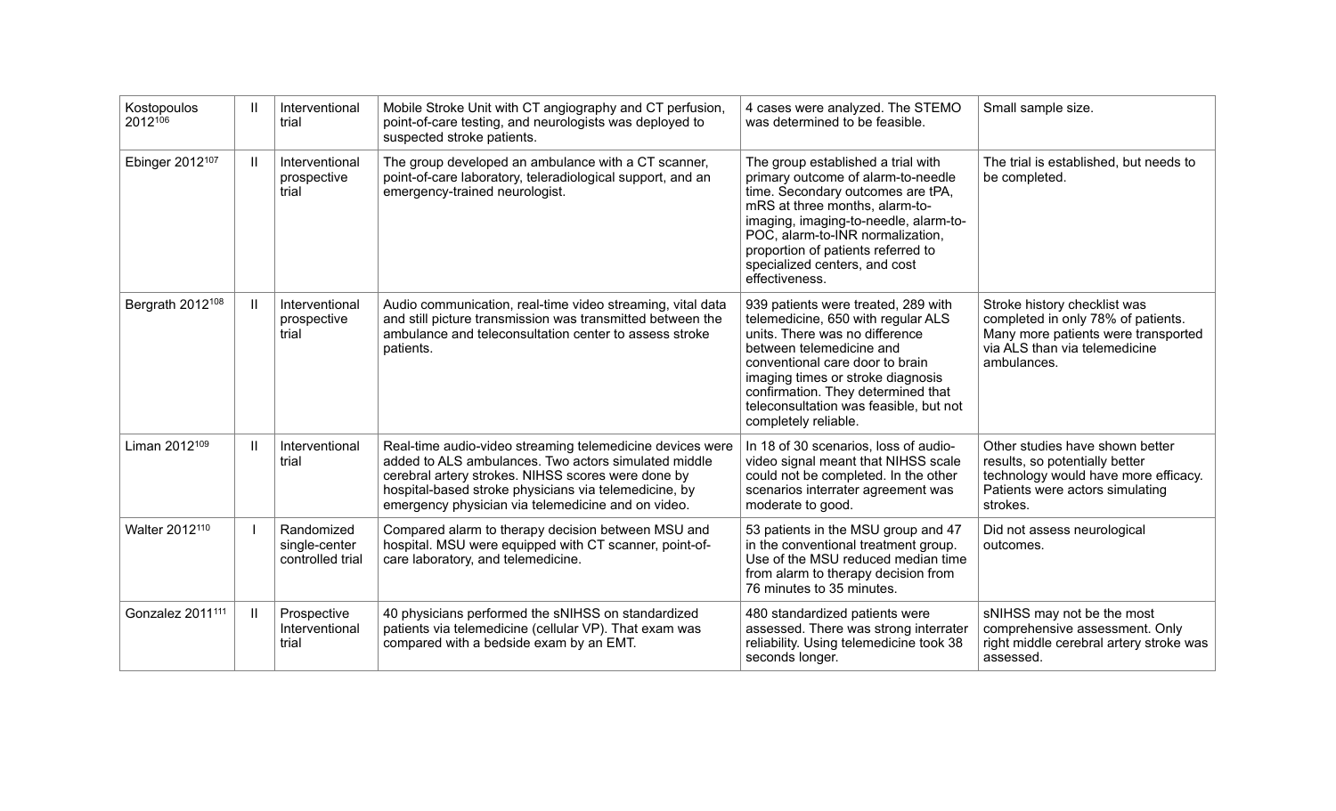| Kostopoulos 2012[106] | II | Interventional trial | Mobile Stroke Unit with CT angiography and CT perfusion, point-of-care testing, and neurologists was deployed to suspected stroke patients. | 4 cases were analyzed. The STEMO was determined to be feasible. | Small sample size. |
|---|---|---|---|---|---|
| Ebinger 2012[107] | II | Interventional prospective trial | The group developed an ambulance with a CT scanner, point-of-care laboratory, teleradiological support, and an emergency-trained neurologist. | The group established a trial with primary outcome of alarm-to-needle time. Secondary outcomes are tPA, mRS at three months, alarm-to-imaging, imaging-to-needle, alarm-to-POC, alarm-to-INR normalization, proportion of patients referred to specialized centers, and cost effectiveness. | The trial is established, but needs to be completed. |
| Bergrath 2012[108] | II | Interventional prospective trial | Audio communication, real-time video streaming, vital data and still picture transmission was transmitted between the ambulance and teleconsultation center to assess stroke patients. | 939 patients were treated, 289 with telemedicine, 650 with regular ALS units. There was no difference between telemedicine and conventional care door to brain imaging times or stroke diagnosis confirmation. They determined that teleconsultation was feasible, but not completely reliable. | Stroke history checklist was completed in only 78% of patients. Many more patients were transported via ALS than via telemedicine ambulances. |
| Liman 2012[109] | II | Interventional trial | Real-time audio-video streaming telemedicine devices were added to ALS ambulances. Two actors simulated middle cerebral artery strokes. NIHSS scores were done by hospital-based stroke physicians via telemedicine, by emergency physician via telemedicine and on video. | In 18 of 30 scenarios, loss of audio-video signal meant that NIHSS scale could not be completed. In the other scenarios interrater agreement was moderate to good. | Other studies have shown better results, so potentially better technology would have more efficacy. Patients were actors simulating strokes. |
| Walter 2012[110] | I | Randomized single-center controlled trial | Compared alarm to therapy decision between MSU and hospital. MSU were equipped with CT scanner, point-of-care laboratory, and telemedicine. | 53 patients in the MSU group and 47 in the conventional treatment group. Use of the MSU reduced median time from alarm to therapy decision from 76 minutes to 35 minutes. | Did not assess neurological outcomes. |
| Gonzalez 2011[111] | II | Prospective Interventional trial | 40 physicians performed the sNIHSS on standardized patients via telemedicine (cellular VP). That exam was compared with a bedside exam by an EMT. | 480 standardized patients were assessed. There was strong interrater reliability. Using telemedicine took 38 seconds longer. | sNIHSS may not be the most comprehensive assessment. Only right middle cerebral artery stroke was assessed. |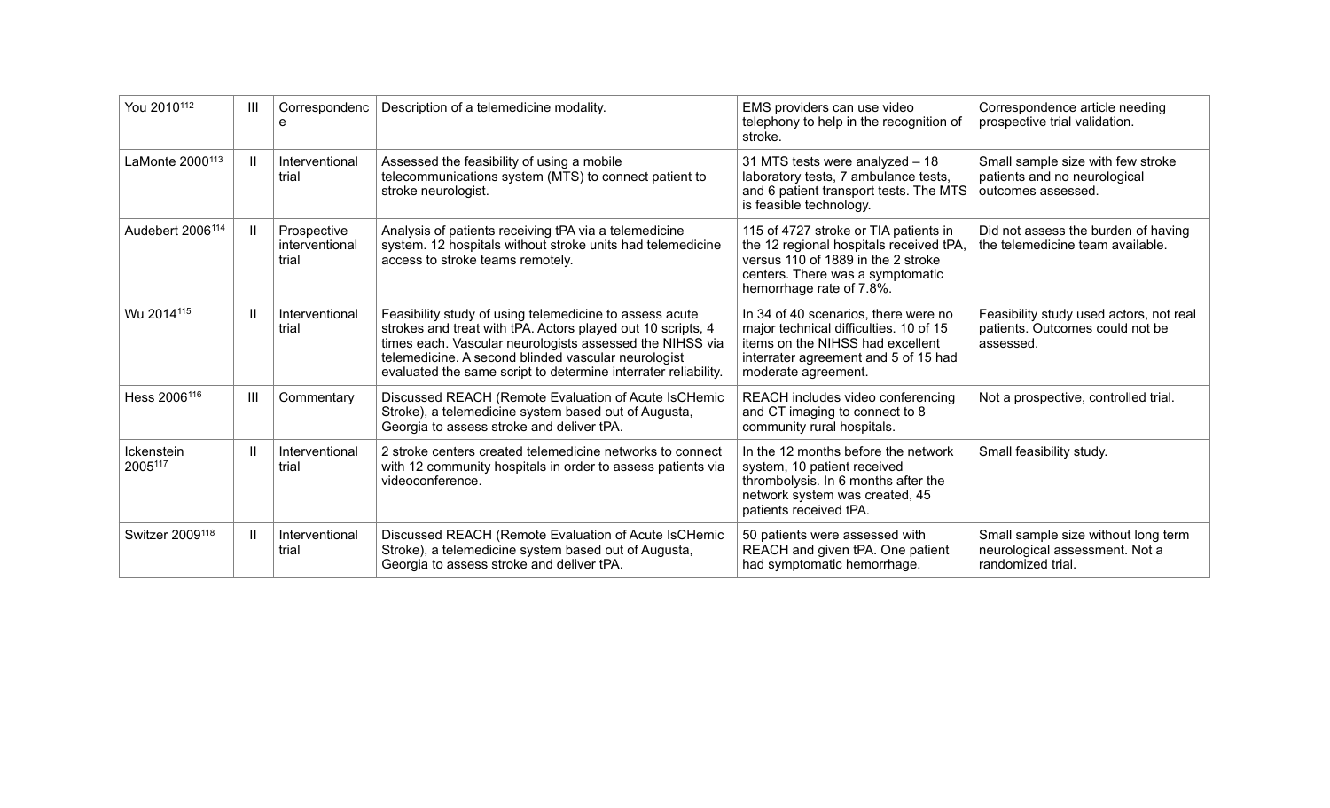| You 2010[112] | III | Correspondence | Description of a telemedicine modality. | EMS providers can use video telephony to help in the recognition of stroke. | Correspondence article needing prospective trial validation. |
|---|---|---|---|---|---|
| LaMonte 2000[113] | II | Interventional trial | Assessed the feasibility of using a mobile telecommunications system (MTS) to connect patient to stroke neurologist. | 31 MTS tests were analyzed – 18 laboratory tests, 7 ambulance tests, and 6 patient transport tests. The MTS is feasible technology. | Small sample size with few stroke patients and no neurological outcomes assessed. |
| Audebert 2006[114] | II | Prospective interventional trial | Analysis of patients receiving tPA via a telemedicine system. 12 hospitals without stroke units had telemedicine access to stroke teams remotely. | 115 of 4727 stroke or TIA patients in the 12 regional hospitals received tPA, versus 110 of 1889 in the 2 stroke centers. There was a symptomatic hemorrhage rate of 7.8%. | Did not assess the burden of having the telemedicine team available. |
| Wu 2014[115] | II | Interventional trial | Feasibility study of using telemedicine to assess acute strokes and treat with tPA. Actors played out 10 scripts, 4 times each. Vascular neurologists assessed the NIHSS via telemedicine. A second blinded vascular neurologist evaluated the same script to determine interrater reliability. | In 34 of 40 scenarios, there were no major technical difficulties. 10 of 15 items on the NIHSS had excellent interrater agreement and 5 of 15 had moderate agreement. | Feasibility study used actors, not real patients. Outcomes could not be assessed. |
| Hess 2006[116] | III | Commentary | Discussed REACH (Remote Evaluation of Acute IsCHemic Stroke), a telemedicine system based out of Augusta, Georgia to assess stroke and deliver tPA. | REACH includes video conferencing and CT imaging to connect to 8 community rural hospitals. | Not a prospective, controlled trial. |
| Ickenstein 2005[117] | II | Interventional trial | 2 stroke centers created telemedicine networks to connect with 12 community hospitals in order to assess patients via videoconference. | In the 12 months before the network system, 10 patient received thrombolysis. In 6 months after the network system was created, 45 patients received tPA. | Small feasibility study. |
| Switzer 2009[118] | II | Interventional trial | Discussed REACH (Remote Evaluation of Acute IsCHemic Stroke), a telemedicine system based out of Augusta, Georgia to assess stroke and deliver tPA. | 50 patients were assessed with REACH and given tPA. One patient had symptomatic hemorrhage. | Small sample size without long term neurological assessment. Not a randomized trial. |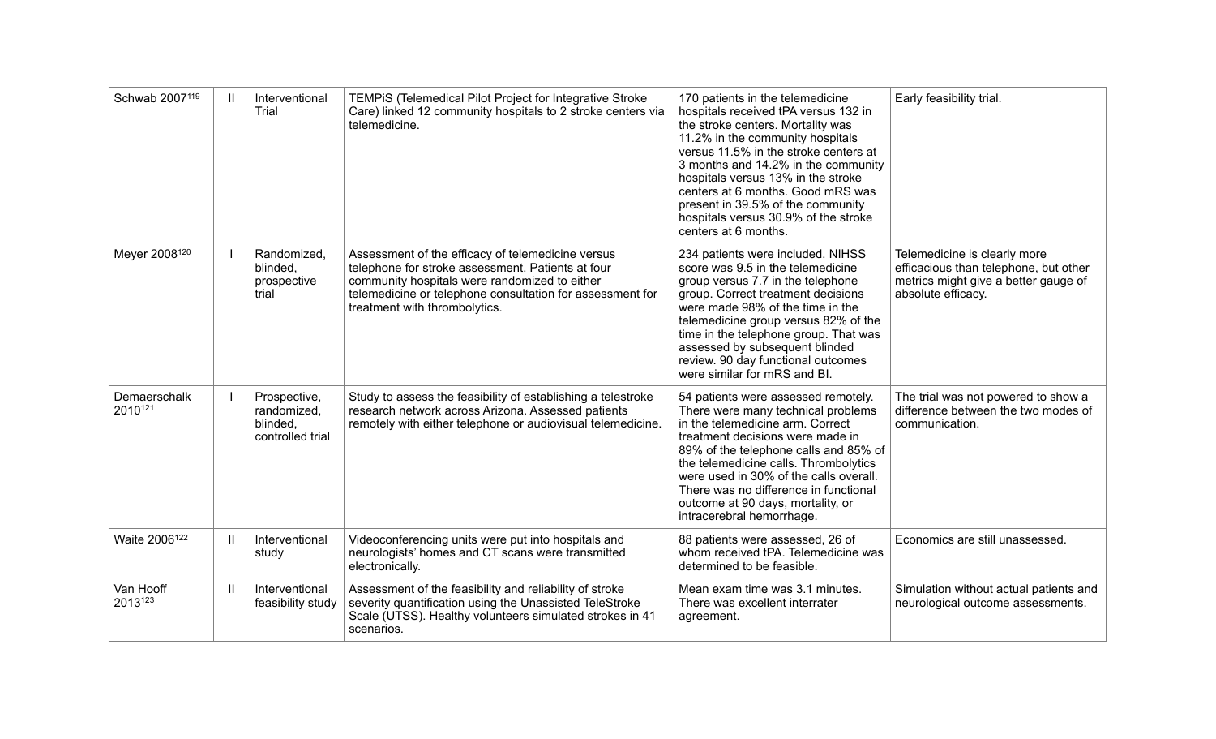| Schwab 2007[119] | II | Interventional Trial | TEMPiS (Telemedical Pilot Project for Integrative Stroke Care) linked 12 community hospitals to 2 stroke centers via telemedicine. | 170 patients in the telemedicine hospitals received tPA versus 132 in the stroke centers. Mortality was 11.2% in the community hospitals versus 11.5% in the stroke centers at 3 months and 14.2% in the community hospitals versus 13% in the stroke centers at 6 months. Good mRS was present in 39.5% of the community hospitals versus 30.9% of the stroke centers at 6 months. | Early feasibility trial. |
|---|---|---|---|---|---|
| Meyer 2008[120] | I | Randomized, blinded, prospective trial | Assessment of the efficacy of telemedicine versus telephone for stroke assessment. Patients at four community hospitals were randomized to either telemedicine or telephone consultation for assessment for treatment with thrombolytics. | 234 patients were included. NIHSS score was 9.5 in the telemedicine group versus 7.7 in the telephone group. Correct treatment decisions were made 98% of the time in the telemedicine group versus 82% of the time in the telephone group. That was assessed by subsequent blinded review. 90 day functional outcomes were similar for mRS and BI. | Telemedicine is clearly more efficacious than telephone, but other metrics might give a better gauge of absolute efficacy. |
| Demaerschalk 2010[121] | I | Prospective, randomized, blinded, controlled trial | Study to assess the feasibility of establishing a telestroke research network across Arizona. Assessed patients remotely with either telephone or audiovisual telemedicine. | 54 patients were assessed remotely. There were many technical problems in the telemedicine arm. Correct treatment decisions were made in 89% of the telephone calls and 85% of the telemedicine calls. Thrombolytics were used in 30% of the calls overall. There was no difference in functional outcome at 90 days, mortality, or intracerebral hemorrhage. | The trial was not powered to show a difference between the two modes of communication. |
| Waite 2006[122] | II | Interventional study | Videoconferencing units were put into hospitals and neurologists' homes and CT scans were transmitted electronically. | 88 patients were assessed, 26 of whom received tPA. Telemedicine was determined to be feasible. | Economics are still unassessed. |
| Van Hooff 2013[123] | II | Interventional feasibility study | Assessment of the feasibility and reliability of stroke severity quantification using the Unassisted TeleStroke Scale (UTSS). Healthy volunteers simulated strokes in 41 scenarios. | Mean exam time was 3.1 minutes. There was excellent interrater agreement. | Simulation without actual patients and neurological outcome assessments. |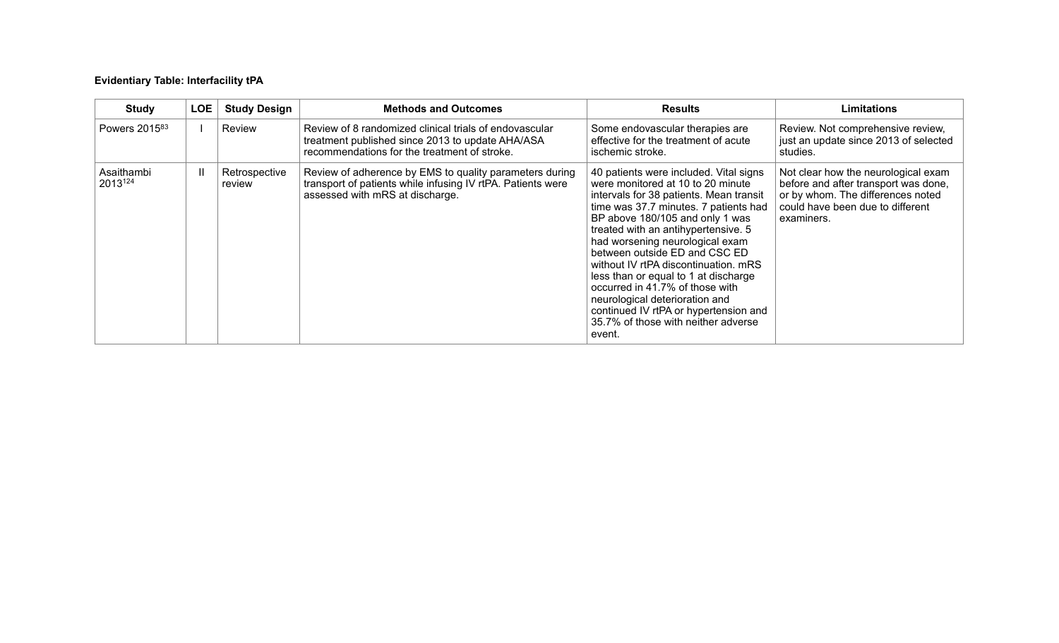**Evidentiary Table: Interfacility tPA**

| Study | LOE | Study Design | Methods and Outcomes | Results | Limitations |
|---|---|---|---|---|---|
| Powers 2015[83] | I | Review | Review of 8 randomized clinical trials of endovascular treatment published since 2013 to update AHA/ASA recommendations for the treatment of stroke. | Some endovascular therapies are effective for the treatment of acute ischemic stroke. | Review. Not comprehensive review, just an update since 2013 of selected studies. |
| Asaithambi 2013[124] | II | Retrospective review | Review of adherence by EMS to quality parameters during transport of patients while infusing IV rtPA. Patients were assessed with mRS at discharge. | 40 patients were included. Vital signs were monitored at 10 to 20 minute intervals for 38 patients. Mean transit time was 37.7 minutes. 7 patients had BP above 180/105 and only 1 was treated with an antihypertensive. 5 had worsening neurological exam between outside ED and CSC ED without IV rtPA discontinuation. mRS less than or equal to 1 at discharge occurred in 41.7% of those with neurological deterioration and continued IV rtPA or hypertension and 35.7% of those with neither adverse event. | Not clear how the neurological exam before and after transport was done, or by whom. The differences noted could have been due to different examiners. |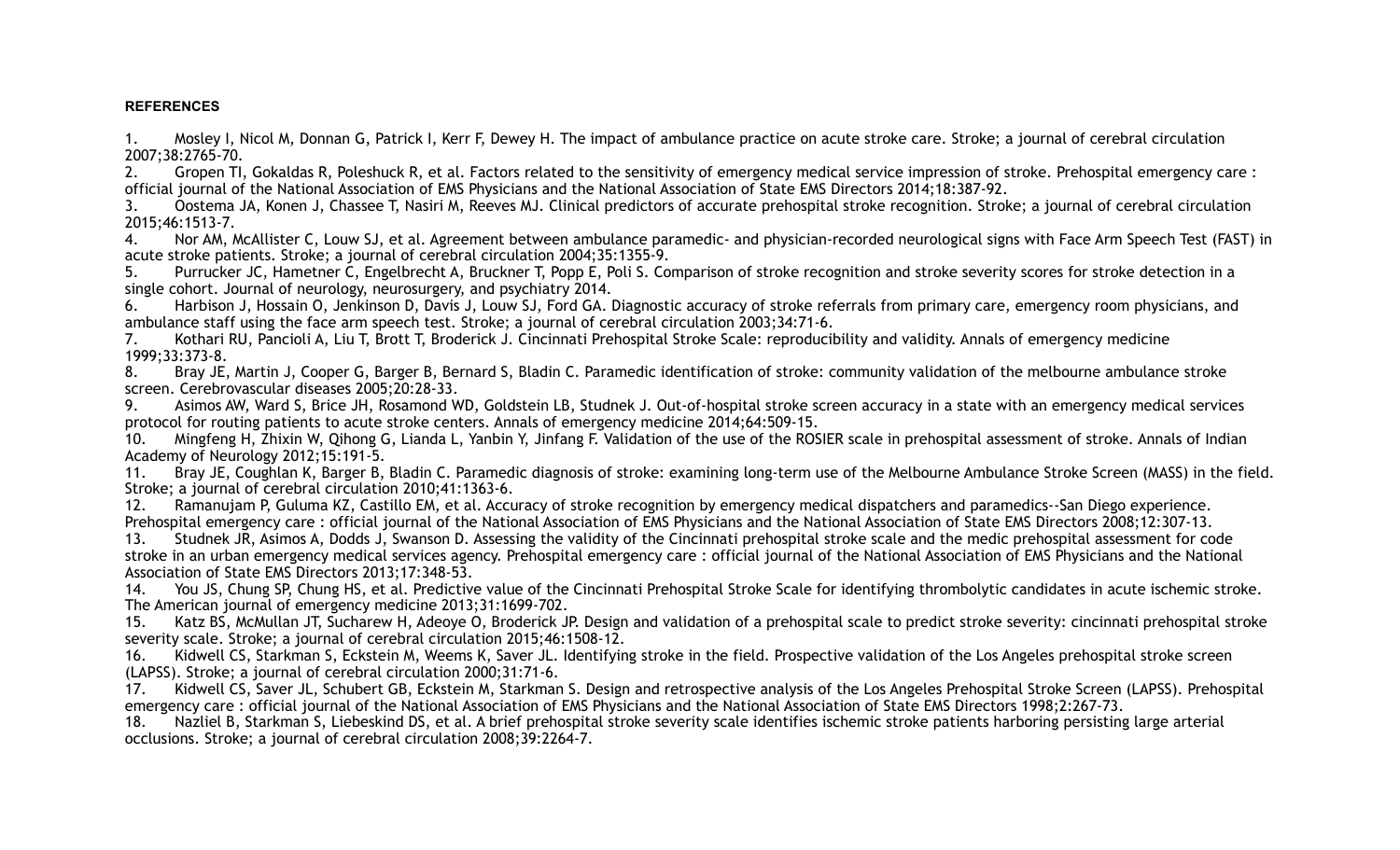**REFERENCES**

1. Mosley I, Nicol M, Donnan G, Patrick I, Kerr F, Dewey H. The impact of ambulance practice on acute stroke care. Stroke; a journal of cerebral circulation 2007;38:2765-70.
2. Gropen TI, Gokaldas R, Poleshuck R, et al. Factors related to the sensitivity of emergency medical service impression of stroke. Prehospital emergency care : official journal of the National Association of EMS Physicians and the National Association of State EMS Directors 2014;18:387-92.
3. Oostema JA, Konen J, Chassee T, Nasiri M, Reeves MJ. Clinical predictors of accurate prehospital stroke recognition. Stroke; a journal of cerebral circulation 2015;46:1513-7.
4. Nor AM, McAllister C, Louw SJ, et al. Agreement between ambulance paramedic- and physician-recorded neurological signs with Face Arm Speech Test (FAST) in acute stroke patients. Stroke; a journal of cerebral circulation 2004;35:1355-9.
5. Purrucker JC, Hametner C, Engelbrecht A, Bruckner T, Popp E, Poli S. Comparison of stroke recognition and stroke severity scores for stroke detection in a single cohort. Journal of neurology, neurosurgery, and psychiatry 2014.
6. Harbison J, Hossain O, Jenkinson D, Davis J, Louw SJ, Ford GA. Diagnostic accuracy of stroke referrals from primary care, emergency room physicians, and ambulance staff using the face arm speech test. Stroke; a journal of cerebral circulation 2003;34:71-6.
7. Kothari RU, Pancioli A, Liu T, Brott T, Broderick J. Cincinnati Prehospital Stroke Scale: reproducibility and validity. Annals of emergency medicine 1999;33:373-8.
8. Bray JE, Martin J, Cooper G, Barger B, Bernard S, Bladin C. Paramedic identification of stroke: community validation of the melbourne ambulance stroke screen. Cerebrovascular diseases 2005;20:28-33.
9. Asimos AW, Ward S, Brice JH, Rosamond WD, Goldstein LB, Studnek J. Out-of-hospital stroke screen accuracy in a state with an emergency medical services protocol for routing patients to acute stroke centers. Annals of emergency medicine 2014;64:509-15.
10. Mingfeng H, Zhixin W, Qihong G, Lianda L, Yanbin Y, Jinfang F. Validation of the use of the ROSIER scale in prehospital assessment of stroke. Annals of Indian Academy of Neurology 2012;15:191-5.
11. Bray JE, Coughlan K, Barger B, Bladin C. Paramedic diagnosis of stroke: examining long-term use of the Melbourne Ambulance Stroke Screen (MASS) in the field. Stroke; a journal of cerebral circulation 2010;41:1363-6.
12. Ramanujam P, Guluma KZ, Castillo EM, et al. Accuracy of stroke recognition by emergency medical dispatchers and paramedics--San Diego experience. Prehospital emergency care : official journal of the National Association of EMS Physicians and the National Association of State EMS Directors 2008;12:307-13.
13. Studnek JR, Asimos A, Dodds J, Swanson D. Assessing the validity of the Cincinnati prehospital stroke scale and the medic prehospital assessment for code stroke in an urban emergency medical services agency. Prehospital emergency care : official journal of the National Association of EMS Physicians and the National Association of State EMS Directors 2013;17:348-53.
14. You JS, Chung SP, Chung HS, et al. Predictive value of the Cincinnati Prehospital Stroke Scale for identifying thrombolytic candidates in acute ischemic stroke. The American journal of emergency medicine 2013;31:1699-702.
15. Katz BS, McMullan JT, Sucharew H, Adeoye O, Broderick JP. Design and validation of a prehospital scale to predict stroke severity: cincinnati prehospital stroke severity scale. Stroke; a journal of cerebral circulation 2015;46:1508-12.
16. Kidwell CS, Starkman S, Eckstein M, Weems K, Saver JL. Identifying stroke in the field. Prospective validation of the Los Angeles prehospital stroke screen (LAPSS). Stroke; a journal of cerebral circulation 2000;31:71-6.
17. Kidwell CS, Saver JL, Schubert GB, Eckstein M, Starkman S. Design and retrospective analysis of the Los Angeles Prehospital Stroke Screen (LAPSS). Prehospital emergency care : official journal of the National Association of EMS Physicians and the National Association of State EMS Directors 1998;2:267-73.
18. Nazliel B, Starkman S, Liebeskind DS, et al. A brief prehospital stroke severity scale identifies ischemic stroke patients harboring persisting large arterial occlusions. Stroke; a journal of cerebral circulation 2008;39:2264-7.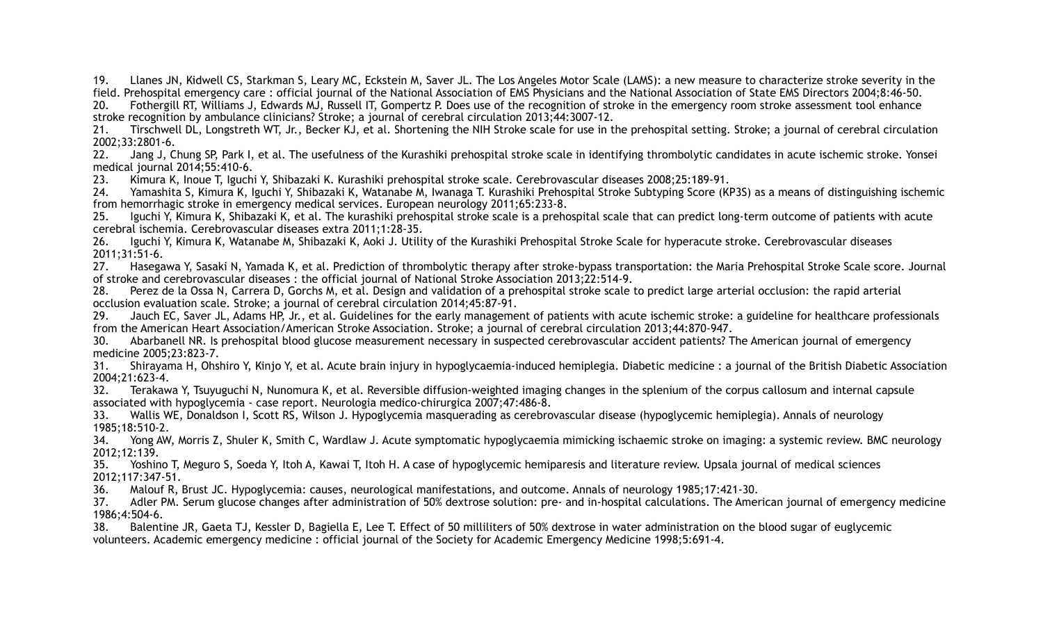19. Llanes JN, Kidwell CS, Starkman S, Leary MC, Eckstein M, Saver JL. The Los Angeles Motor Scale (LAMS): a new measure to characterize stroke severity in the field. Prehospital emergency care : official journal of the National Association of EMS Physicians and the National Association of State EMS Directors 2004;8:46-50.
20. Fothergill RT, Williams J, Edwards MJ, Russell IT, Gompertz P. Does use of the recognition of stroke in the emergency room stroke assessment tool enhance stroke recognition by ambulance clinicians? Stroke; a journal of cerebral circulation 2013;44:3007-12.
21. Tirschwell DL, Longstreth WT, Jr., Becker KJ, et al. Shortening the NIH Stroke scale for use in the prehospital setting. Stroke; a journal of cerebral circulation 2002;33:2801-6.
22. Jang J, Chung SP, Park I, et al. The usefulness of the Kurashiki prehospital stroke scale in identifying thrombolytic candidates in acute ischemic stroke. Yonsei medical journal 2014;55:410-6.
23. Kimura K, Inoue T, Iguchi Y, Shibazaki K. Kurashiki prehospital stroke scale. Cerebrovascular diseases 2008;25:189-91.
24. Yamashita S, Kimura K, Iguchi Y, Shibazaki K, Watanabe M, Iwanaga T. Kurashiki Prehospital Stroke Subtyping Score (KP3S) as a means of distinguishing ischemic from hemorrhagic stroke in emergency medical services. European neurology 2011;65:233-8.
25. Iguchi Y, Kimura K, Shibazaki K, et al. The kurashiki prehospital stroke scale is a prehospital scale that can predict long-term outcome of patients with acute cerebral ischemia. Cerebrovascular diseases extra 2011;1:28-35.
26. Iguchi Y, Kimura K, Watanabe M, Shibazaki K, Aoki J. Utility of the Kurashiki Prehospital Stroke Scale for hyperacute stroke. Cerebrovascular diseases 2011;31:51-6.
27. Hasegawa Y, Sasaki N, Yamada K, et al. Prediction of thrombolytic therapy after stroke-bypass transportation: the Maria Prehospital Stroke Scale score. Journal of stroke and cerebrovascular diseases : the official journal of National Stroke Association 2013;22:514-9.
28. Perez de la Ossa N, Carrera D, Gorchs M, et al. Design and validation of a prehospital stroke scale to predict large arterial occlusion: the rapid arterial occlusion evaluation scale. Stroke; a journal of cerebral circulation 2014;45:87-91.
29. Jauch EC, Saver JL, Adams HP, Jr., et al. Guidelines for the early management of patients with acute ischemic stroke: a guideline for healthcare professionals from the American Heart Association/American Stroke Association. Stroke; a journal of cerebral circulation 2013;44:870-947.
30. Abarbanell NR. Is prehospital blood glucose measurement necessary in suspected cerebrovascular accident patients? The American journal of emergency medicine 2005;23:823-7.
31. Shirayama H, Ohshiro Y, Kinjo Y, et al. Acute brain injury in hypoglycaemia-induced hemiplegia. Diabetic medicine : a journal of the British Diabetic Association 2004;21:623-4.
32. Terakawa Y, Tsuyuguchi N, Nunomura K, et al. Reversible diffusion-weighted imaging changes in the splenium of the corpus callosum and internal capsule associated with hypoglycemia - case report. Neurologia medico-chirurgica 2007;47:486-8.
33. Wallis WE, Donaldson I, Scott RS, Wilson J. Hypoglycemia masquerading as cerebrovascular disease (hypoglycemic hemiplegia). Annals of neurology 1985;18:510-2.
34. Yong AW, Morris Z, Shuler K, Smith C, Wardlaw J. Acute symptomatic hypoglycaemia mimicking ischaemic stroke on imaging: a systemic review. BMC neurology 2012;12:139.
35. Yoshino T, Meguro S, Soeda Y, Itoh A, Kawai T, Itoh H. A case of hypoglycemic hemiparesis and literature review. Upsala journal of medical sciences 2012;117:347-51.
36. Malouf R, Brust JC. Hypoglycemia: causes, neurological manifestations, and outcome. Annals of neurology 1985;17:421-30.
37. Adler PM. Serum glucose changes after administration of 50% dextrose solution: pre- and in-hospital calculations. The American journal of emergency medicine 1986;4:504-6.
38. Balentine JR, Gaeta TJ, Kessler D, Bagiella E, Lee T. Effect of 50 milliliters of 50% dextrose in water administration on the blood sugar of euglycemic volunteers. Academic emergency medicine : official journal of the Society for Academic Emergency Medicine 1998;5:691-4.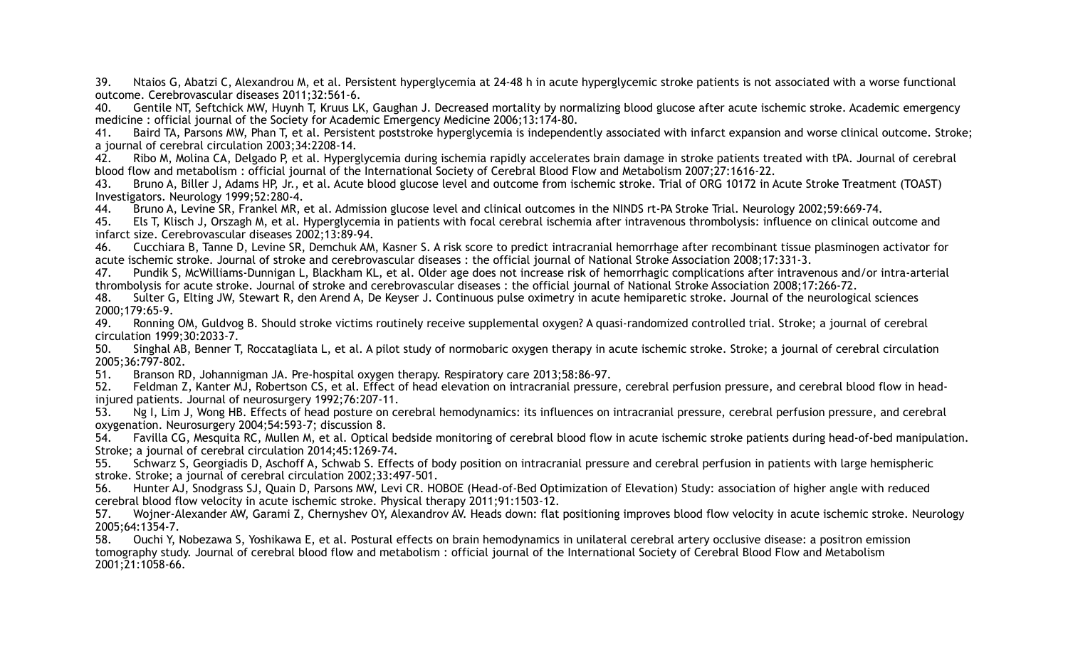39. Ntaios G, Abatzi C, Alexandrou M, et al. Persistent hyperglycemia at 24-48 h in acute hyperglycemic stroke patients is not associated with a worse functional outcome. Cerebrovascular diseases 2011;32:561-6.

40. Gentile NT, Seftchick MW, Huynh T, Kruus LK, Gaughan J. Decreased mortality by normalizing blood glucose after acute ischemic stroke. Academic emergency medicine : official journal of the Society for Academic Emergency Medicine 2006;13:174-80.

41. Baird TA, Parsons MW, Phan T, et al. Persistent poststroke hyperglycemia is independently associated with infarct expansion and worse clinical outcome. Stroke; a journal of cerebral circulation 2003;34:2208-14.

42. Ribo M, Molina CA, Delgado P, et al. Hyperglycemia during ischemia rapidly accelerates brain damage in stroke patients treated with tPA. Journal of cerebral blood flow and metabolism : official journal of the International Society of Cerebral Blood Flow and Metabolism 2007;27:1616-22.

43. Bruno A, Biller J, Adams HP, Jr., et al. Acute blood glucose level and outcome from ischemic stroke. Trial of ORG 10172 in Acute Stroke Treatment (TOAST) Investigators. Neurology 1999;52:280-4.

44. Bruno A, Levine SR, Frankel MR, et al. Admission glucose level and clinical outcomes in the NINDS rt-PA Stroke Trial. Neurology 2002;59:669-74.

45. Els T, Klisch J, Orszagh M, et al. Hyperglycemia in patients with focal cerebral ischemia after intravenous thrombolysis: influence on clinical outcome and infarct size. Cerebrovascular diseases 2002;13:89-94.

46. Cucchiara B, Tanne D, Levine SR, Demchuk AM, Kasner S. A risk score to predict intracranial hemorrhage after recombinant tissue plasminogen activator for acute ischemic stroke. Journal of stroke and cerebrovascular diseases : the official journal of National Stroke Association 2008;17:331-3.

47. Pundik S, McWilliams-Dunnigan L, Blackham KL, et al. Older age does not increase risk of hemorrhagic complications after intravenous and/or intra-arterial thrombolysis for acute stroke. Journal of stroke and cerebrovascular diseases : the official journal of National Stroke Association 2008;17:266-72.

48. Sulter G, Elting JW, Stewart R, den Arend A, De Keyser J. Continuous pulse oximetry in acute hemiparetic stroke. Journal of the neurological sciences 2000;179:65-9.

49. Ronning OM, Guldvog B. Should stroke victims routinely receive supplemental oxygen? A quasi-randomized controlled trial. Stroke; a journal of cerebral circulation 1999;30:2033-7.

50. Singhal AB, Benner T, Roccatagliata L, et al. A pilot study of normobaric oxygen therapy in acute ischemic stroke. Stroke; a journal of cerebral circulation 2005;36:797-802.

51. Branson RD, Johannigman JA. Pre-hospital oxygen therapy. Respiratory care 2013;58:86-97.

52. Feldman Z, Kanter MJ, Robertson CS, et al. Effect of head elevation on intracranial pressure, cerebral perfusion pressure, and cerebral blood flow in head-injured patients. Journal of neurosurgery 1992;76:207-11.

53. Ng I, Lim J, Wong HB. Effects of head posture on cerebral hemodynamics: its influences on intracranial pressure, cerebral perfusion pressure, and cerebral oxygenation. Neurosurgery 2004;54:593-7; discussion 8.

54. Favilla CG, Mesquita RC, Mullen M, et al. Optical bedside monitoring of cerebral blood flow in acute ischemic stroke patients during head-of-bed manipulation. Stroke; a journal of cerebral circulation 2014;45:1269-74.

55. Schwarz S, Georgiadis D, Aschoff A, Schwab S. Effects of body position on intracranial pressure and cerebral perfusion in patients with large hemispheric stroke. Stroke; a journal of cerebral circulation 2002;33:497-501.

56. Hunter AJ, Snodgrass SJ, Quain D, Parsons MW, Levi CR. HOBOE (Head-of-Bed Optimization of Elevation) Study: association of higher angle with reduced cerebral blood flow velocity in acute ischemic stroke. Physical therapy 2011;91:1503-12.

57. Wojner-Alexander AW, Garami Z, Chernyshev OY, Alexandrov AV. Heads down: flat positioning improves blood flow velocity in acute ischemic stroke. Neurology 2005;64:1354-7.

58. Ouchi Y, Nobezawa S, Yoshikawa E, et al. Postural effects on brain hemodynamics in unilateral cerebral artery occlusive disease: a positron emission tomography study. Journal of cerebral blood flow and metabolism : official journal of the International Society of Cerebral Blood Flow and Metabolism 2001;21:1058-66.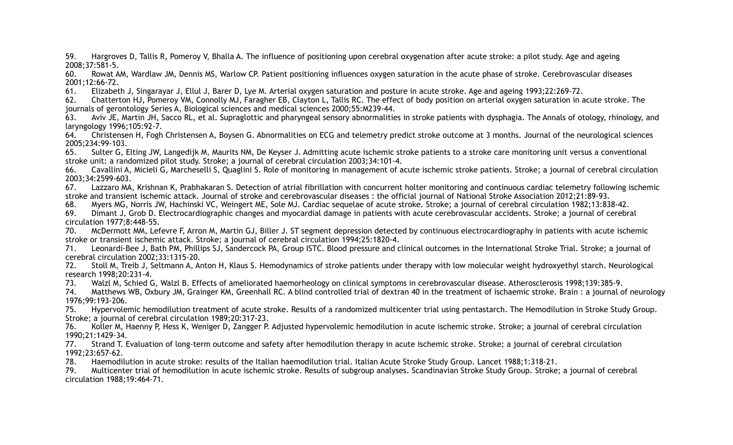59. Hargroves D, Tallis R, Pomeroy V, Bhalla A. The influence of positioning upon cerebral oxygenation after acute stroke: a pilot study. Age and ageing 2008;37:581-5.
60. Rowat AM, Wardlaw JM, Dennis MS, Warlow CP. Patient positioning influences oxygen saturation in the acute phase of stroke. Cerebrovascular diseases 2001;12:66-72.
61. Elizabeth J, Singarayar J, Ellul J, Barer D, Lye M. Arterial oxygen saturation and posture in acute stroke. Age and ageing 1993;22:269-72.
62. Chatterton HJ, Pomeroy VM, Connolly MJ, Faragher EB, Clayton L, Tallis RC. The effect of body position on arterial oxygen saturation in acute stroke. The journals of gerontology Series A, Biological sciences and medical sciences 2000;55:M239-44.
63. Aviv JE, Martin JH, Sacco RL, et al. Supraglottic and pharyngeal sensory abnormalities in stroke patients with dysphagia. The Annals of otology, rhinology, and laryngology 1996;105:92-7.
64. Christensen H, Fogh Christensen A, Boysen G. Abnormalities on ECG and telemetry predict stroke outcome at 3 months. Journal of the neurological sciences 2005;234:99-103.
65. Sulter G, Elting JW, Langedijk M, Maurits NM, De Keyser J. Admitting acute ischemic stroke patients to a stroke care monitoring unit versus a conventional stroke unit: a randomized pilot study. Stroke; a journal of cerebral circulation 2003;34:101-4.
66. Cavallini A, Micieli G, Marcheselli S, Quaglini S. Role of monitoring in management of acute ischemic stroke patients. Stroke; a journal of cerebral circulation 2003;34:2599-603.
67. Lazzaro MA, Krishnan K, Prabhakaran S. Detection of atrial fibrillation with concurrent holter monitoring and continuous cardiac telemetry following ischemic stroke and transient ischemic attack. Journal of stroke and cerebrovascular diseases : the official journal of National Stroke Association 2012;21:89-93.
68. Myers MG, Norris JW, Hachinski VC, Weingert ME, Sole MJ. Cardiac sequelae of acute stroke. Stroke; a journal of cerebral circulation 1982;13:838-42.
69. Dimant J, Grob D. Electrocardiographic changes and myocardial damage in patients with acute cerebrovascular accidents. Stroke; a journal of cerebral circulation 1977;8:448-55.
70. McDermott MM, Lefevre F, Arron M, Martin GJ, Biller J. ST segment depression detected by continuous electrocardiography in patients with acute ischemic stroke or transient ischemic attack. Stroke; a journal of cerebral circulation 1994;25:1820-4.
71. Leonardi-Bee J, Bath PM, Phillips SJ, Sandercock PA, Group ISTC. Blood pressure and clinical outcomes in the International Stroke Trial. Stroke; a journal of cerebral circulation 2002;33:1315-20.
72. Stoll M, Treib J, Seltmann A, Anton H, Klaus S. Hemodynamics of stroke patients under therapy with low molecular weight hydroxyethyl starch. Neurological research 1998;20:231-4.
73. Walzl M, Schied G, Walzl B. Effects of ameliorated haemorheology on clinical symptoms in cerebrovascular disease. Atherosclerosis 1998;139:385-9.
74. Matthews WB, Oxbury JM, Grainger KM, Greenhall RC. A blind controlled trial of dextran 40 in the treatment of ischaemic stroke. Brain : a journal of neurology 1976;99:193-206.
75. Hypervolemic hemodilution treatment of acute stroke. Results of a randomized multicenter trial using pentastarch. The Hemodilution in Stroke Study Group. Stroke; a journal of cerebral circulation 1989;20:317-23.
76. Koller M, Haenny P, Hess K, Weniger D, Zangger P. Adjusted hypervolemic hemodilution in acute ischemic stroke. Stroke; a journal of cerebral circulation 1990;21:1429-34.
77. Strand T. Evaluation of long-term outcome and safety after hemodilution therapy in acute ischemic stroke. Stroke; a journal of cerebral circulation 1992;23:657-62.
78. Haemodilution in acute stroke: results of the Italian haemodilution trial. Italian Acute Stroke Study Group. Lancet 1988;1:318-21.
79. Multicenter trial of hemodilution in acute ischemic stroke. Results of subgroup analyses. Scandinavian Stroke Study Group. Stroke; a journal of cerebral circulation 1988;19:464-71.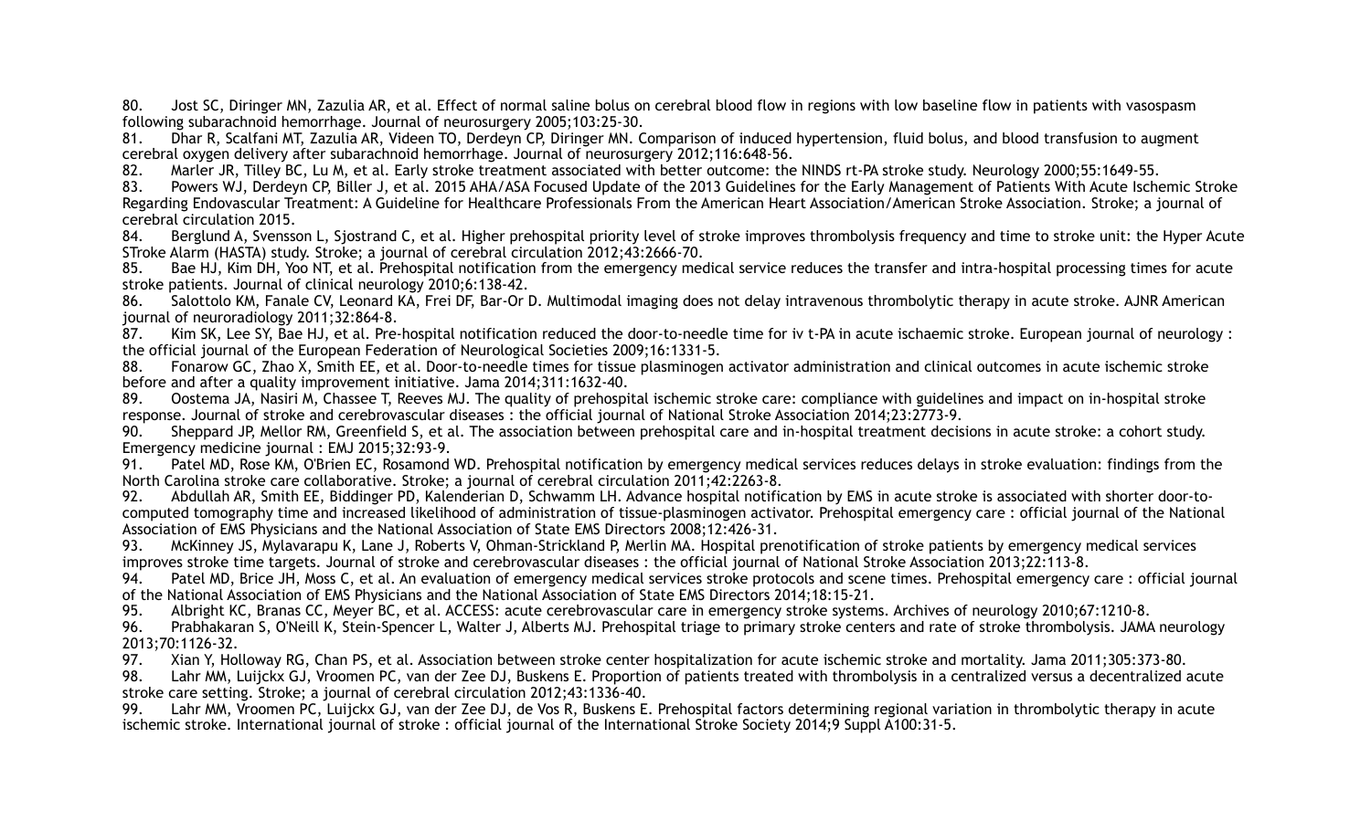80. Jost SC, Diringer MN, Zazulia AR, et al. Effect of normal saline bolus on cerebral blood flow in regions with low baseline flow in patients with vasospasm following subarachnoid hemorrhage. Journal of neurosurgery 2005;103:25-30.

81. Dhar R, Scalfani MT, Zazulia AR, Videen TO, Derdeyn CP, Diringer MN. Comparison of induced hypertension, fluid bolus, and blood transfusion to augment cerebral oxygen delivery after subarachnoid hemorrhage. Journal of neurosurgery 2012;116:648-56.

82. Marler JR, Tilley BC, Lu M, et al. Early stroke treatment associated with better outcome: the NINDS rt-PA stroke study. Neurology 2000;55:1649-55.

83. Powers WJ, Derdeyn CP, Biller J, et al. 2015 AHA/ASA Focused Update of the 2013 Guidelines for the Early Management of Patients With Acute Ischemic Stroke Regarding Endovascular Treatment: A Guideline for Healthcare Professionals From the American Heart Association/American Stroke Association. Stroke; a journal of cerebral circulation 2015.

84. Berglund A, Svensson L, Sjostrand C, et al. Higher prehospital priority level of stroke improves thrombolysis frequency and time to stroke unit: the Hyper Acute STroke Alarm (HASTA) study. Stroke; a journal of cerebral circulation 2012;43:2666-70.

85. Bae HJ, Kim DH, Yoo NT, et al. Prehospital notification from the emergency medical service reduces the transfer and intra-hospital processing times for acute stroke patients. Journal of clinical neurology 2010;6:138-42.

86. Salottolo KM, Fanale CV, Leonard KA, Frei DF, Bar-Or D. Multimodal imaging does not delay intravenous thrombolytic therapy in acute stroke. AJNR American journal of neuroradiology 2011;32:864-8.

87. Kim SK, Lee SY, Bae HJ, et al. Pre-hospital notification reduced the door-to-needle time for iv t-PA in acute ischaemic stroke. European journal of neurology : the official journal of the European Federation of Neurological Societies 2009;16:1331-5.

88. Fonarow GC, Zhao X, Smith EE, et al. Door-to-needle times for tissue plasminogen activator administration and clinical outcomes in acute ischemic stroke before and after a quality improvement initiative. Jama 2014;311:1632-40.

89. Oostema JA, Nasiri M, Chassee T, Reeves MJ. The quality of prehospital ischemic stroke care: compliance with guidelines and impact on in-hospital stroke response. Journal of stroke and cerebrovascular diseases : the official journal of National Stroke Association 2014;23:2773-9.

90. Sheppard JP, Mellor RM, Greenfield S, et al. The association between prehospital care and in-hospital treatment decisions in acute stroke: a cohort study. Emergency medicine journal : EMJ 2015;32:93-9.

91. Patel MD, Rose KM, O'Brien EC, Rosamond WD. Prehospital notification by emergency medical services reduces delays in stroke evaluation: findings from the North Carolina stroke care collaborative. Stroke; a journal of cerebral circulation 2011;42:2263-8.

92. Abdullah AR, Smith EE, Biddinger PD, Kalenderian D, Schwamm LH. Advance hospital notification by EMS in acute stroke is associated with shorter door-to-computed tomography time and increased likelihood of administration of tissue-plasminogen activator. Prehospital emergency care : official journal of the National Association of EMS Physicians and the National Association of State EMS Directors 2008;12:426-31.

93. McKinney JS, Mylavarapu K, Lane J, Roberts V, Ohman-Strickland P, Merlin MA. Hospital prenotification of stroke patients by emergency medical services improves stroke time targets. Journal of stroke and cerebrovascular diseases : the official journal of National Stroke Association 2013;22:113-8.

94. Patel MD, Brice JH, Moss C, et al. An evaluation of emergency medical services stroke protocols and scene times. Prehospital emergency care : official journal of the National Association of EMS Physicians and the National Association of State EMS Directors 2014;18:15-21.

95. Albright KC, Branas CC, Meyer BC, et al. ACCESS: acute cerebrovascular care in emergency stroke systems. Archives of neurology 2010;67:1210-8.

96. Prabhakaran S, O'Neill K, Stein-Spencer L, Walter J, Alberts MJ. Prehospital triage to primary stroke centers and rate of stroke thrombolysis. JAMA neurology 2013;70:1126-32.

97. Xian Y, Holloway RG, Chan PS, et al. Association between stroke center hospitalization for acute ischemic stroke and mortality. Jama 2011;305:373-80.

98. Lahr MM, Luijckx GJ, Vroomen PC, van der Zee DJ, Buskens E. Proportion of patients treated with thrombolysis in a centralized versus a decentralized acute stroke care setting. Stroke; a journal of cerebral circulation 2012;43:1336-40.

99. Lahr MM, Vroomen PC, Luijckx GJ, van der Zee DJ, de Vos R, Buskens E. Prehospital factors determining regional variation in thrombolytic therapy in acute ischemic stroke. International journal of stroke : official journal of the International Stroke Society 2014;9 Suppl A100:31-5.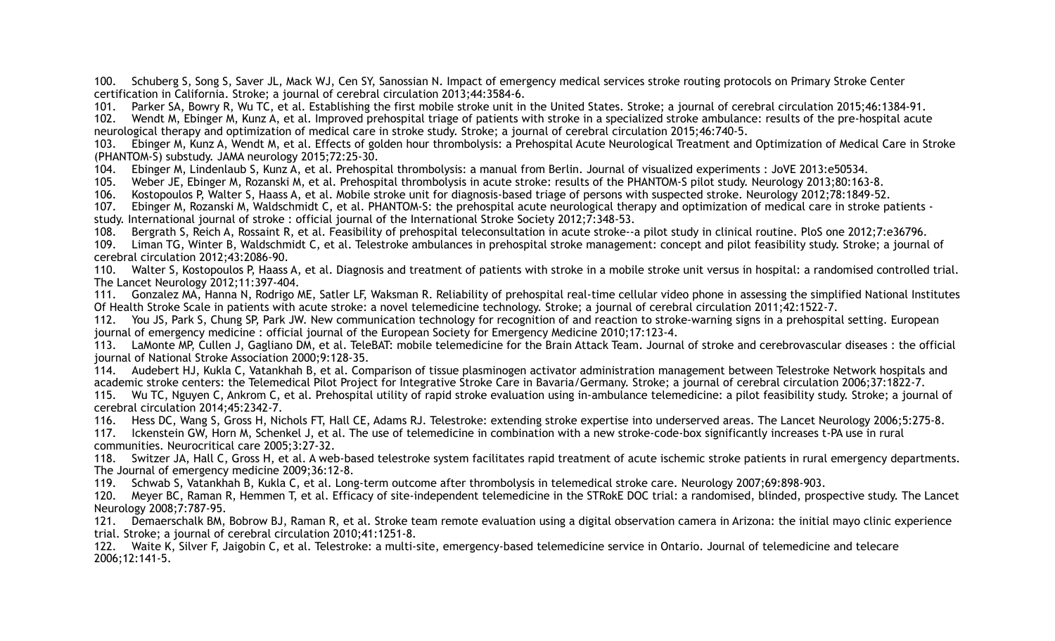100. Schuberg S, Song S, Saver JL, Mack WJ, Cen SY, Sanossian N. Impact of emergency medical services stroke routing protocols on Primary Stroke Center certification in California. Stroke; a journal of cerebral circulation 2013;44:3584-6.
101. Parker SA, Bowry R, Wu TC, et al. Establishing the first mobile stroke unit in the United States. Stroke; a journal of cerebral circulation 2015;46:1384-91.
102. Wendt M, Ebinger M, Kunz A, et al. Improved prehospital triage of patients with stroke in a specialized stroke ambulance: results of the pre-hospital acute neurological therapy and optimization of medical care in stroke study. Stroke; a journal of cerebral circulation 2015;46:740-5.
103. Ebinger M, Kunz A, Wendt M, et al. Effects of golden hour thrombolysis: a Prehospital Acute Neurological Treatment and Optimization of Medical Care in Stroke (PHANTOM-S) substudy. JAMA neurology 2015;72:25-30.
104. Ebinger M, Lindenlaub S, Kunz A, et al. Prehospital thrombolysis: a manual from Berlin. Journal of visualized experiments : JoVE 2013:e50534.
105. Weber JE, Ebinger M, Rozanski M, et al. Prehospital thrombolysis in acute stroke: results of the PHANTOM-S pilot study. Neurology 2013;80:163-8.
106. Kostopoulos P, Walter S, Haass A, et al. Mobile stroke unit for diagnosis-based triage of persons with suspected stroke. Neurology 2012;78:1849-52.
107. Ebinger M, Rozanski M, Waldschmidt C, et al. PHANTOM-S: the prehospital acute neurological therapy and optimization of medical care in stroke patients - study. International journal of stroke : official journal of the International Stroke Society 2012;7:348-53.
108. Bergrath S, Reich A, Rossaint R, et al. Feasibility of prehospital teleconsultation in acute stroke--a pilot study in clinical routine. PloS one 2012;7:e36796.
109. Liman TG, Winter B, Waldschmidt C, et al. Telestroke ambulances in prehospital stroke management: concept and pilot feasibility study. Stroke; a journal of cerebral circulation 2012;43:2086-90.
110. Walter S, Kostopoulos P, Haass A, et al. Diagnosis and treatment of patients with stroke in a mobile stroke unit versus in hospital: a randomised controlled trial. The Lancet Neurology 2012;11:397-404.
111. Gonzalez MA, Hanna N, Rodrigo ME, Satler LF, Waksman R. Reliability of prehospital real-time cellular video phone in assessing the simplified National Institutes Of Health Stroke Scale in patients with acute stroke: a novel telemedicine technology. Stroke; a journal of cerebral circulation 2011;42:1522-7.
112. You JS, Park S, Chung SP, Park JW. New communication technology for recognition of and reaction to stroke-warning signs in a prehospital setting. European journal of emergency medicine : official journal of the European Society for Emergency Medicine 2010;17:123-4.
113. LaMonte MP, Cullen J, Gagliano DM, et al. TeleBAT: mobile telemedicine for the Brain Attack Team. Journal of stroke and cerebrovascular diseases : the official journal of National Stroke Association 2000;9:128-35.
114. Audebert HJ, Kukla C, Vatankhah B, et al. Comparison of tissue plasminogen activator administration management between Telestroke Network hospitals and academic stroke centers: the Telemedical Pilot Project for Integrative Stroke Care in Bavaria/Germany. Stroke; a journal of cerebral circulation 2006;37:1822-7.
115. Wu TC, Nguyen C, Ankrom C, et al. Prehospital utility of rapid stroke evaluation using in-ambulance telemedicine: a pilot feasibility study. Stroke; a journal of cerebral circulation 2014;45:2342-7.
116. Hess DC, Wang S, Gross H, Nichols FT, Hall CE, Adams RJ. Telestroke: extending stroke expertise into underserved areas. The Lancet Neurology 2006;5:275-8.
117. Ickenstein GW, Horn M, Schenkel J, et al. The use of telemedicine in combination with a new stroke-code-box significantly increases t-PA use in rural communities. Neurocritical care 2005;3:27-32.
118. Switzer JA, Hall C, Gross H, et al. A web-based telestroke system facilitates rapid treatment of acute ischemic stroke patients in rural emergency departments. The Journal of emergency medicine 2009;36:12-8.
119. Schwab S, Vatankhah B, Kukla C, et al. Long-term outcome after thrombolysis in telemedical stroke care. Neurology 2007;69:898-903.
120. Meyer BC, Raman R, Hemmen T, et al. Efficacy of site-independent telemedicine in the STRokE DOC trial: a randomised, blinded, prospective study. The Lancet Neurology 2008;7:787-95.
121. Demaerschalk BM, Bobrow BJ, Raman R, et al. Stroke team remote evaluation using a digital observation camera in Arizona: the initial mayo clinic experience trial. Stroke; a journal of cerebral circulation 2010;41:1251-8.
122. Waite K, Silver F, Jaigobin C, et al. Telestroke: a multi-site, emergency-based telemedicine service in Ontario. Journal of telemedicine and telecare 2006;12:141-5.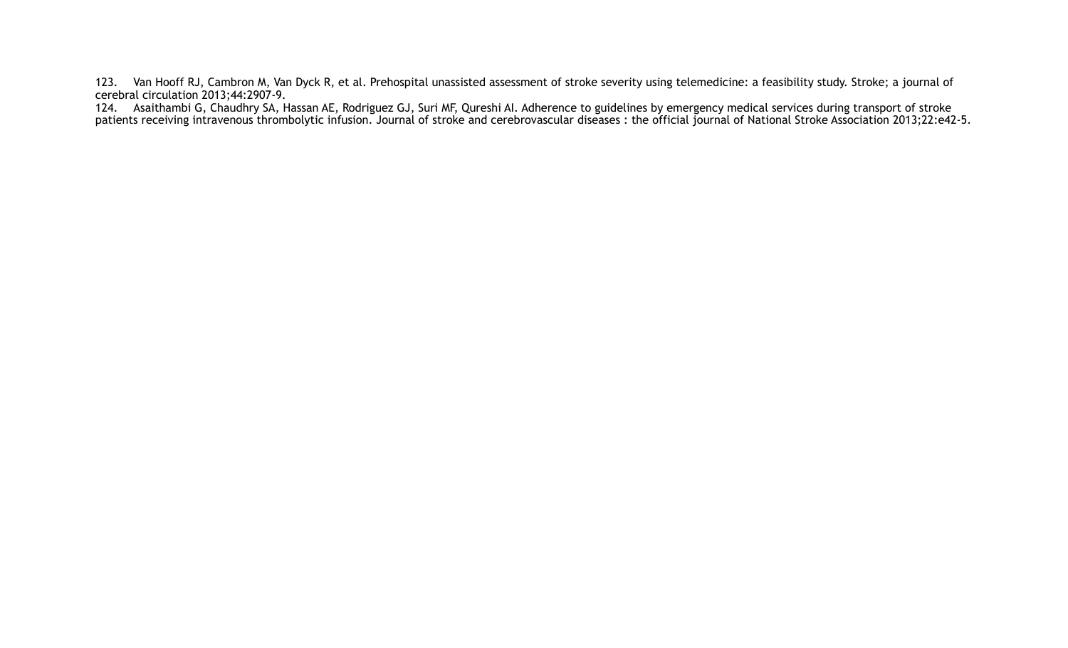123. Van Hooff RJ, Cambron M, Van Dyck R, et al. Prehospital unassisted assessment of stroke severity using telemedicine: a feasibility study. Stroke; a journal of cerebral circulation 2013;44:2907-9.

124. Asaithambi G, Chaudhry SA, Hassan AE, Rodriguez GJ, Suri MF, Qureshi AI. Adherence to guidelines by emergency medical services during transport of stroke patients receiving intravenous thrombolytic infusion. Journal of stroke and cerebrovascular diseases : the official journal of National Stroke Association 2013;22:e42-5.